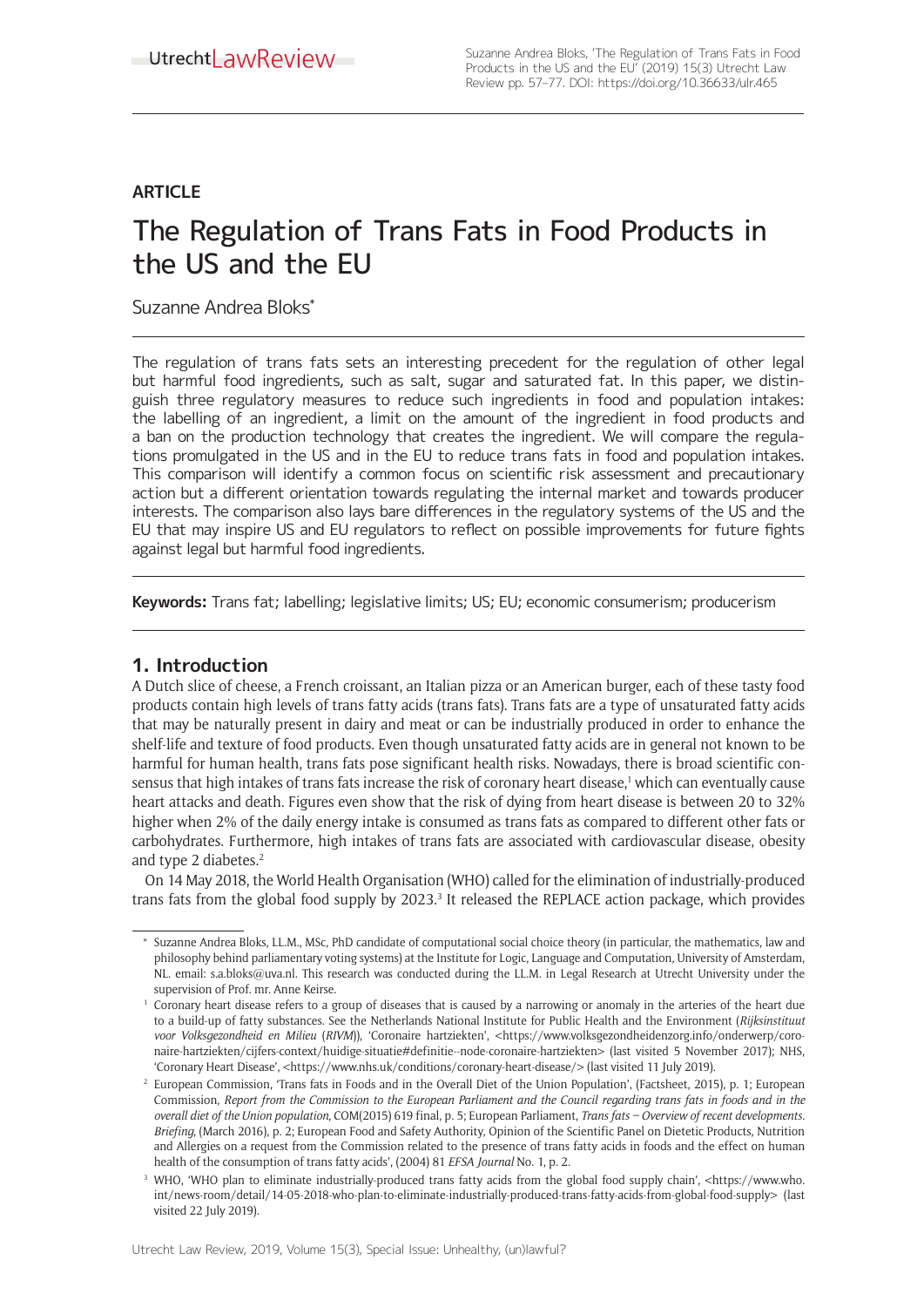**ARTICLE**

# The Regulation of Trans Fats in Food Products in the US and the EU

Suzanne Andrea Bloks*

The regulation of trans fats sets an interesting precedent for the regulation of other legal but harmful food ingredients, such as salt, sugar and saturated fat. In this paper, we distinguish three regulatory measures to reduce such ingredients in food and population intakes: the labelling of an ingredient, a limit on the amount of the ingredient in food products and a ban on the production technology that creates the ingredient. We will compare the regulations promulgated in the US and in the EU to reduce trans fats in food and population intakes. This comparison will identify a common focus on scientific risk assessment and precautionary action but a different orientation towards regulating the internal market and towards producer interests. The comparison also lays bare differences in the regulatory systems of the US and the EU that may inspire US and EU regulators to reflect on possible improvements for future fights against legal but harmful food ingredients.

**Keywords:** Trans fat; labelling; legislative limits; US; EU; economic consumerism; producerism

## 1. Introduction

A Dutch slice of cheese, a French croissant, an Italian pizza or an American burger, each of these tasty food products contain high levels of trans fatty acids (trans fats). Trans fats are a type of unsaturated fatty acids that may be naturally present in dairy and meat or can be industrially produced in order to enhance the shelf-life and texture of food products. Even though unsaturated fatty acids are in general not known to be harmful for human health, trans fats pose significant health risks. Nowadays, there is broad scientific consensus that high intakes of trans fats increase the risk of coronary heart disease,[1] which can eventually cause heart attacks and death. Figures even show that the risk of dying from heart disease is between 20 to 32% higher when 2% of the daily energy intake is consumed as trans fats as compared to different other fats or carbohydrates. Furthermore, high intakes of trans fats are associated with cardiovascular disease, obesity and type 2 diabetes.[2]

On 14 May 2018, the World Health Organisation (WHO) called for the elimination of industrially-produced trans fats from the global food supply by 2023.[3] It released the REPLACE action package, which provides

---

\* Suzanne Andrea Bloks, LL.M., MSc, PhD candidate of computational social choice theory (in particular, the mathematics, law and philosophy behind parliamentary voting systems) at the Institute for Logic, Language and Computation, University of Amsterdam, NL. email: s.a.bloks@uva.nl. This research was conducted during the LL.M. in Legal Research at Utrecht University under the supervision of Prof. mr. Anne Keirse.

[1] Coronary heart disease refers to a group of diseases that is caused by a narrowing or anomaly in the arteries of the heart due to a build-up of fatty substances. See the Netherlands National Institute for Public Health and the Environment (*Rijksinstituut voor Volksgezondheid en Milieu* (*RIVM*)), 'Coronaire hartziekten', <https://www.volksgezondheidenzorg.info/onderwerp/coronaire-hartziekten/cijfers-context/huidige-situatie#definitie--node-coronaire-hartziekten> (last visited 5 November 2017); NHS, 'Coronary Heart Disease', <https://www.nhs.uk/conditions/coronary-heart-disease/> (last visited 11 July 2019).

[2] European Commission, 'Trans fats in Foods and in the Overall Diet of the Union Population', (Factsheet, 2015), p. 1; European Commission, *Report from the Commission to the European Parliament and the Council regarding trans fats in foods and in the overall diet of the Union population*, COM(2015) 619 final, p. 5; European Parliament, *Trans fats – Overview of recent developments. Briefing*, (March 2016), p. 2; European Food and Safety Authority, Opinion of the Scientific Panel on Dietetic Products, Nutrition and Allergies on a request from the Commission related to the presence of trans fatty acids in foods and the effect on human health of the consumption of trans fatty acids', (2004) 81 *EFSA Journal* No. 1, p. 2.

[3] WHO, 'WHO plan to eliminate industrially-produced trans fatty acids from the global food supply chain', <https://www.who.int/news-room/detail/14-05-2018-who-plan-to-eliminate-industrially-produced-trans-fatty-acids-from-global-food-supply> (last visited 22 July 2019).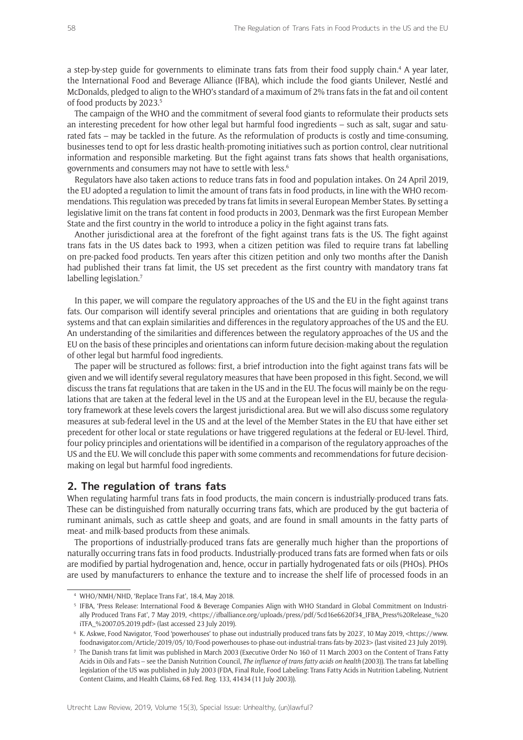a step-by-step guide for governments to eliminate trans fats from their food supply chain.[4] A year later, the International Food and Beverage Alliance (IFBA), which include the food giants Unilever, Nestlé and McDonalds, pledged to align to the WHO's standard of a maximum of 2% trans fats in the fat and oil content of food products by 2023.[5]

The campaign of the WHO and the commitment of several food giants to reformulate their products sets an interesting precedent for how other legal but harmful food ingredients – such as salt, sugar and saturated fats – may be tackled in the future. As the reformulation of products is costly and time-consuming, businesses tend to opt for less drastic health-promoting initiatives such as portion control, clear nutritional information and responsible marketing. But the fight against trans fats shows that health organisations, governments and consumers may not have to settle with less.[6]

Regulators have also taken actions to reduce trans fats in food and population intakes. On 24 April 2019, the EU adopted a regulation to limit the amount of trans fats in food products, in line with the WHO recommendations. This regulation was preceded by trans fat limits in several European Member States. By setting a legislative limit on the trans fat content in food products in 2003, Denmark was the first European Member State and the first country in the world to introduce a policy in the fight against trans fats.

Another jurisdictional area at the forefront of the fight against trans fats is the US. The fight against trans fats in the US dates back to 1993, when a citizen petition was filed to require trans fat labelling on pre-packed food products. Ten years after this citizen petition and only two months after the Danish had published their trans fat limit, the US set precedent as the first country with mandatory trans fat labelling legislation.[7]

In this paper, we will compare the regulatory approaches of the US and the EU in the fight against trans fats. Our comparison will identify several principles and orientations that are guiding in both regulatory systems and that can explain similarities and differences in the regulatory approaches of the US and the EU. An understanding of the similarities and differences between the regulatory approaches of the US and the EU on the basis of these principles and orientations can inform future decision-making about the regulation of other legal but harmful food ingredients.

The paper will be structured as follows: first, a brief introduction into the fight against trans fats will be given and we will identify several regulatory measures that have been proposed in this fight. Second, we will discuss the trans fat regulations that are taken in the US and in the EU. The focus will mainly be on the regulations that are taken at the federal level in the US and at the European level in the EU, because the regulatory framework at these levels covers the largest jurisdictional area. But we will also discuss some regulatory measures at sub-federal level in the US and at the level of the Member States in the EU that have either set precedent for other local or state regulations or have triggered regulations at the federal or EU-level. Third, four policy principles and orientations will be identified in a comparison of the regulatory approaches of the US and the EU. We will conclude this paper with some comments and recommendations for future decision-making on legal but harmful food ingredients.

## 2. The regulation of trans fats

When regulating harmful trans fats in food products, the main concern is industrially-produced trans fats. These can be distinguished from naturally occurring trans fats, which are produced by the gut bacteria of ruminant animals, such as cattle sheep and goats, and are found in small amounts in the fatty parts of meat- and milk-based products from these animals.

The proportions of industrially-produced trans fats are generally much higher than the proportions of naturally occurring trans fats in food products. Industrially-produced trans fats are formed when fats or oils are modified by partial hydrogenation and, hence, occur in partially hydrogenated fats or oils (PHOs). PHOs are used by manufacturers to enhance the texture and to increase the shelf life of processed foods in an

---

[4] WHO/NMH/NHD, 'Replace Trans Fat', 18.4, May 2018.

[5] IFBA, 'Press Release: International Food & Beverage Companies Align with WHO Standard in Global Commitment on Industrially Produced Trans Fat', 7 May 2019, <https://ifballiance.org/uploads/press/pdf/5cd16e6620f34_IFBA_Press%20Release_%20iTFA_%2007.05.2019.pdf> (last accessed 23 July 2019).

[6] K. Askwe, Food Navigator, 'Food 'powerhouses' to phase out industrially produced trans fats by 2023', 10 May 2019, <https://www.foodnavigator.com/Article/2019/05/10/Food-powerhouses-to-phase-out-industrial-trans-fats-by-2023> (last visited 23 July 2019).

[7] The Danish trans fat limit was published in March 2003 (Executive Order No 160 of 11 March 2003 on the Content of Trans Fatty Acids in Oils and Fats – see the Danish Nutrition Council, *The influence of trans fatty acids on health* (2003)). The trans fat labelling legislation of the US was published in July 2003 (FDA, Final Rule, Food Labeling: Trans Fatty Acids in Nutrition Labeling, Nutrient Content Claims, and Health Claims, 68 Fed. Reg. 133, 41434 (11 July 2003)).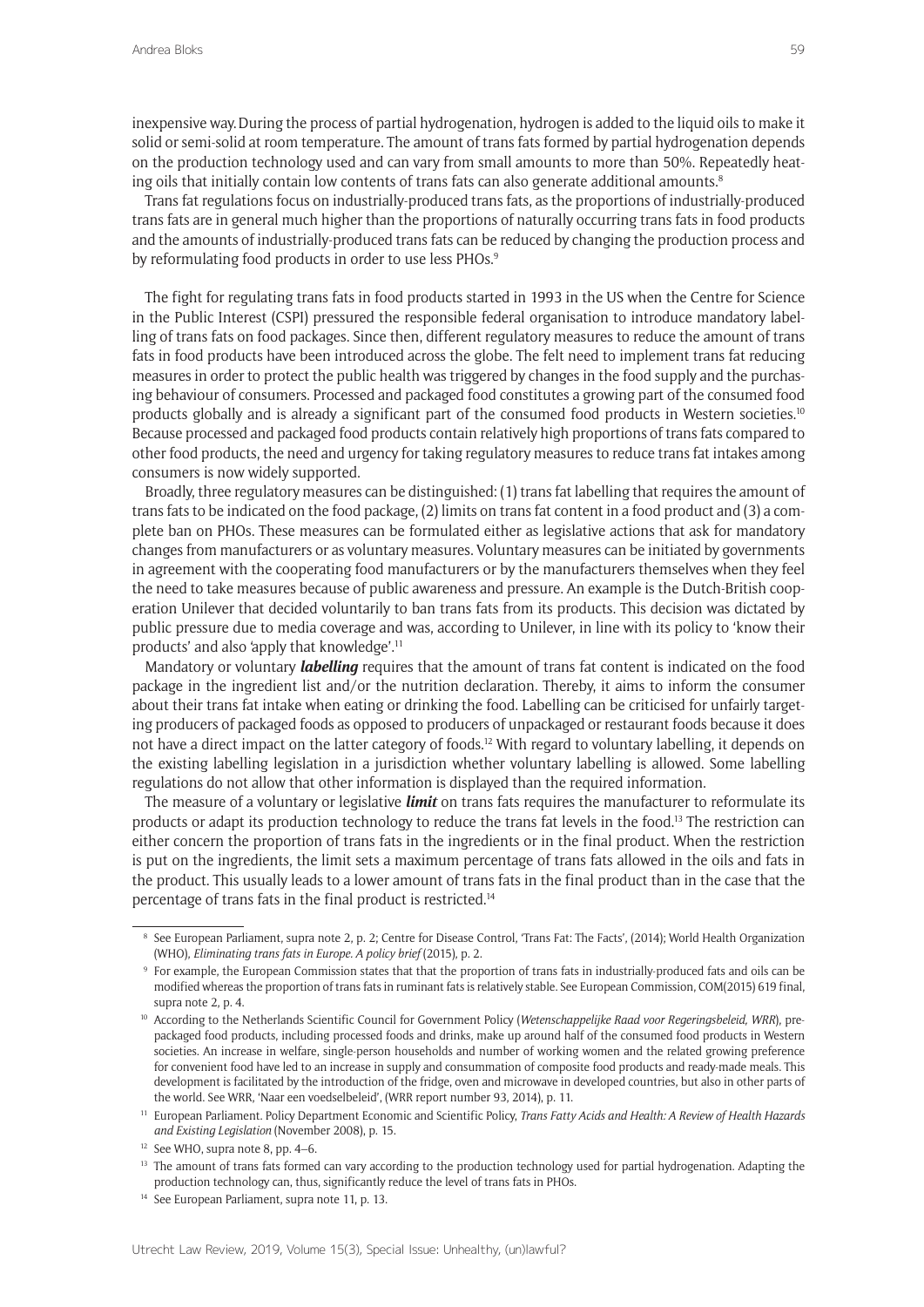inexpensive way. During the process of partial hydrogenation, hydrogen is added to the liquid oils to make it solid or semi-solid at room temperature. The amount of trans fats formed by partial hydrogenation depends on the production technology used and can vary from small amounts to more than 50%. Repeatedly heating oils that initially contain low contents of trans fats can also generate additional amounts.[8]

Trans fat regulations focus on industrially-produced trans fats, as the proportions of industrially-produced trans fats are in general much higher than the proportions of naturally occurring trans fats in food products and the amounts of industrially-produced trans fats can be reduced by changing the production process and by reformulating food products in order to use less PHOs.[9]

The fight for regulating trans fats in food products started in 1993 in the US when the Centre for Science in the Public Interest (CSPI) pressured the responsible federal organisation to introduce mandatory labelling of trans fats on food packages. Since then, different regulatory measures to reduce the amount of trans fats in food products have been introduced across the globe. The felt need to implement trans fat reducing measures in order to protect the public health was triggered by changes in the food supply and the purchasing behaviour of consumers. Processed and packaged food constitutes a growing part of the consumed food products globally and is already a significant part of the consumed food products in Western societies.[10] Because processed and packaged food products contain relatively high proportions of trans fats compared to other food products, the need and urgency for taking regulatory measures to reduce trans fat intakes among consumers is now widely supported.

Broadly, three regulatory measures can be distinguished: (1) trans fat labelling that requires the amount of trans fats to be indicated on the food package, (2) limits on trans fat content in a food product and (3) a complete ban on PHOs. These measures can be formulated either as legislative actions that ask for mandatory changes from manufacturers or as voluntary measures. Voluntary measures can be initiated by governments in agreement with the cooperating food manufacturers or by the manufacturers themselves when they feel the need to take measures because of public awareness and pressure. An example is the Dutch-British cooperation Unilever that decided voluntarily to ban trans fats from its products. This decision was dictated by public pressure due to media coverage and was, according to Unilever, in line with its policy to 'know their products' and also 'apply that knowledge'.[11]

Mandatory or voluntary ***labelling*** requires that the amount of trans fat content is indicated on the food package in the ingredient list and/or the nutrition declaration. Thereby, it aims to inform the consumer about their trans fat intake when eating or drinking the food. Labelling can be criticised for unfairly targeting producers of packaged foods as opposed to producers of unpackaged or restaurant foods because it does not have a direct impact on the latter category of foods.[12] With regard to voluntary labelling, it depends on the existing labelling legislation in a jurisdiction whether voluntary labelling is allowed. Some labelling regulations do not allow that other information is displayed than the required information.

The measure of a voluntary or legislative ***limit*** on trans fats requires the manufacturer to reformulate its products or adapt its production technology to reduce the trans fat levels in the food.[13] The restriction can either concern the proportion of trans fats in the ingredients or in the final product. When the restriction is put on the ingredients, the limit sets a maximum percentage of trans fats allowed in the oils and fats in the product. This usually leads to a lower amount of trans fats in the final product than in the case that the percentage of trans fats in the final product is restricted.[14]

---

[8] See European Parliament, supra note 2, p. 2; Centre for Disease Control, 'Trans Fat: The Facts', (2014); World Health Organization (WHO), *Eliminating trans fats in Europe. A policy brief* (2015), p. 2.

[9] For example, the European Commission states that that the proportion of trans fats in industrially-produced fats and oils can be modified whereas the proportion of trans fats in ruminant fats is relatively stable. See European Commission, COM(2015) 619 final, supra note 2, p. 4.

[10] According to the Netherlands Scientific Council for Government Policy (*Wetenschappelijke Raad voor Regeringsbeleid, WRR*), prepackaged food products, including processed foods and drinks, make up around half of the consumed food products in Western societies. An increase in welfare, single-person households and number of working women and the related growing preference for convenient food have led to an increase in supply and consummation of composite food products and ready-made meals. This development is facilitated by the introduction of the fridge, oven and microwave in developed countries, but also in other parts of the world. See WRR, 'Naar een voedselbeleid', (WRR report number 93, 2014), p. 11.

[11] European Parliament. Policy Department Economic and Scientific Policy, *Trans Fatty Acids and Health: A Review of Health Hazards and Existing Legislation* (November 2008), p. 15.

[12] See WHO, supra note 8, pp. 4–6.

[13] The amount of trans fats formed can vary according to the production technology used for partial hydrogenation. Adapting the production technology can, thus, significantly reduce the level of trans fats in PHOs.

[14] See European Parliament, supra note 11, p. 13.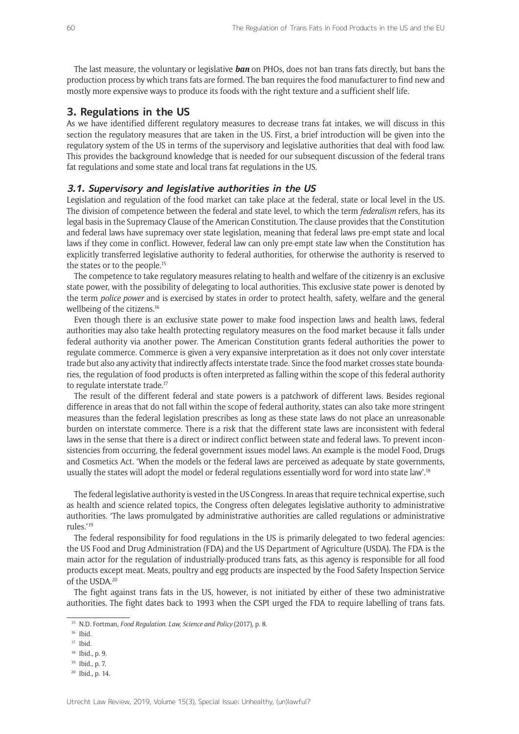The last measure, the voluntary or legislative ***ban*** on PHOs, does not ban trans fats directly, but bans the production process by which trans fats are formed. The ban requires the food manufacturer to find new and mostly more expensive ways to produce its foods with the right texture and a sufficient shelf life.

## 3. Regulations in the US

As we have identified different regulatory measures to decrease trans fat intakes, we will discuss in this section the regulatory measures that are taken in the US. First, a brief introduction will be given into the regulatory system of the US in terms of the supervisory and legislative authorities that deal with food law. This provides the background knowledge that is needed for our subsequent discussion of the federal trans fat regulations and some state and local trans fat regulations in the US.

### *3.1. Supervisory and legislative authorities in the US*

Legislation and regulation of the food market can take place at the federal, state or local level in the US. The division of competence between the federal and state level, to which the term *federalism* refers, has its legal basis in the Supremacy Clause of the American Constitution. The clause provides that the Constitution and federal laws have supremacy over state legislation, meaning that federal laws pre-empt state and local laws if they come in conflict. However, federal law can only pre-empt state law when the Constitution has explicitly transferred legislative authority to federal authorities, for otherwise the authority is reserved to the states or to the people.[15]

The competence to take regulatory measures relating to health and welfare of the citizenry is an exclusive state power, with the possibility of delegating to local authorities. This exclusive state power is denoted by the term *police power* and is exercised by states in order to protect health, safety, welfare and the general wellbeing of the citizens.[16]

Even though there is an exclusive state power to make food inspection laws and health laws, federal authorities may also take health protecting regulatory measures on the food market because it falls under federal authority via another power. The American Constitution grants federal authorities the power to regulate commerce. Commerce is given a very expansive interpretation as it does not only cover interstate trade but also any activity that indirectly affects interstate trade. Since the food market crosses state boundaries, the regulation of food products is often interpreted as falling within the scope of this federal authority to regulate interstate trade.[17]

The result of the different federal and state powers is a patchwork of different laws. Besides regional difference in areas that do not fall within the scope of federal authority, states can also take more stringent measures than the federal legislation prescribes as long as these state laws do not place an unreasonable burden on interstate commerce. There is a risk that the different state laws are inconsistent with federal laws in the sense that there is a direct or indirect conflict between state and federal laws. To prevent inconsistencies from occurring, the federal government issues model laws. An example is the model Food, Drugs and Cosmetics Act. 'When the models or the federal laws are perceived as adequate by state governments, usually the states will adopt the model or federal regulations essentially word for word into state law'.[18]

The federal legislative authority is vested in the US Congress. In areas that require technical expertise, such as health and science related topics, the Congress often delegates legislative authority to administrative authorities. 'The laws promulgated by administrative authorities are called regulations or administrative rules.'[19]

The federal responsibility for food regulations in the US is primarily delegated to two federal agencies: the US Food and Drug Administration (FDA) and the US Department of Agriculture (USDA). The FDA is the main actor for the regulation of industrially-produced trans fats, as this agency is responsible for all food products except meat. Meats, poultry and egg products are inspected by the Food Safety Inspection Service of the USDA.[20]

The fight against trans fats in the US, however, is not initiated by either of these two administrative authorities. The fight dates back to 1993 when the CSPI urged the FDA to require labelling of trans fats.

[15] N.D. Fortman, *Food Regulation. Law, Science and Policy* (2017), p. 8.

[16] Ibid.

[17] Ibid.

[18] Ibid., p. 9.

[19] Ibid., p. 7.

[20] Ibid., p. 14.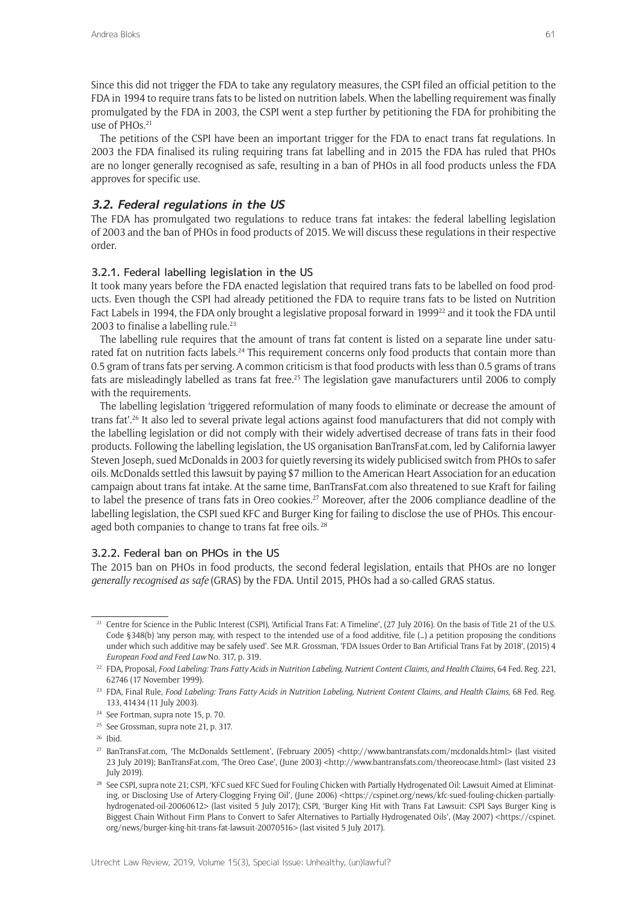Since this did not trigger the FDA to take any regulatory measures, the CSPI filed an official petition to the FDA in 1994 to require trans fats to be listed on nutrition labels. When the labelling requirement was finally promulgated by the FDA in 2003, the CSPI went a step further by petitioning the FDA for prohibiting the use of PHOs.[21]

The petitions of the CSPI have been an important trigger for the FDA to enact trans fat regulations. In 2003 the FDA finalised its ruling requiring trans fat labelling and in 2015 the FDA has ruled that PHOs are no longer generally recognised as safe, resulting in a ban of PHOs in all food products unless the FDA approves for specific use.

## 3.2. Federal regulations in the US

The FDA has promulgated two regulations to reduce trans fat intakes: the federal labelling legislation of 2003 and the ban of PHOs in food products of 2015. We will discuss these regulations in their respective order.

### 3.2.1. Federal labelling legislation in the US

It took many years before the FDA enacted legislation that required trans fats to be labelled on food products. Even though the CSPI had already petitioned the FDA to require trans fats to be listed on Nutrition Fact Labels in 1994, the FDA only brought a legislative proposal forward in 1999[22] and it took the FDA until 2003 to finalise a labelling rule.[23]

The labelling rule requires that the amount of trans fat content is listed on a separate line under saturated fat on nutrition facts labels.[24] This requirement concerns only food products that contain more than 0.5 gram of trans fats per serving. A common criticism is that food products with less than 0.5 grams of trans fats are misleadingly labelled as trans fat free.[25] The legislation gave manufacturers until 2006 to comply with the requirements.

The labelling legislation 'triggered reformulation of many foods to eliminate or decrease the amount of trans fat'.[26] It also led to several private legal actions against food manufacturers that did not comply with the labelling legislation or did not comply with their widely advertised decrease of trans fats in their food products. Following the labelling legislation, the US organisation BanTransFat.com, led by California lawyer Steven Joseph, sued McDonalds in 2003 for quietly reversing its widely publicised switch from PHOs to safer oils. McDonalds settled this lawsuit by paying $7 million to the American Heart Association for an education campaign about trans fat intake. At the same time, BanTransFat.com also threatened to sue Kraft for failing to label the presence of trans fats in Oreo cookies.[27] Moreover, after the 2006 compliance deadline of the labelling legislation, the CSPI sued KFC and Burger King for failing to disclose the use of PHOs. This encouraged both companies to change to trans fat free oils.[28]

### 3.2.2. Federal ban on PHOs in the US

The 2015 ban on PHOs in food products, the second federal legislation, entails that PHOs are no longer *generally recognised as safe* (GRAS) by the FDA. Until 2015, PHOs had a so-called GRAS status.

---

[21] Centre for Science in the Public Interest (CSPI), 'Artificial Trans Fat: A Timeline', (27 July 2016). On the basis of Title 21 of the U.S. Code §348(b) 'any person may, with respect to the intended use of a food additive, file (…) a petition proposing the conditions under which such additive may be safely used'. See M.R. Grossman, 'FDA Issues Order to Ban Artificial Trans Fat by 2018', (2015) 4 *European Food and Feed Law* No. 317, p. 319.

[22] FDA, Proposal, *Food Labeling: Trans Fatty Acids in Nutrition Labeling, Nutrient Content Claims, and Health Claims*, 64 Fed. Reg. 221, 62746 (17 November 1999).

[23] FDA, Final Rule, *Food Labeling: Trans Fatty Acids in Nutrition Labeling, Nutrient Content Claims, and Health Claims*, 68 Fed. Reg. 133, 41434 (11 July 2003).

[24] See Fortman, supra note 15, p. 70.

[25] See Grossman, supra note 21, p. 317.

[26] Ibid.

[27] BanTransFat.com, 'The McDonalds Settlement', (February 2005) <http://www.bantransfats.com/mcdonalds.html> (last visited 23 July 2019); BanTransFat.com, 'The Oreo Case', (June 2003) <http://www.bantransfats.com/theoreocase.html> (last visited 23 July 2019).

[28] See CSPI, supra note 21; CSPI, 'KFC sued KFC Sued for Fouling Chicken with Partially Hydrogenated Oil: Lawsuit Aimed at Eliminating, or Disclosing Use of Artery-Clogging Frying Oil', (June 2006) <https://cspinet.org/news/kfc-sued-fouling-chicken-partially-hydrogenated-oil-20060612> (last visited 5 July 2017); CSPI, 'Burger King Hit with Trans Fat Lawsuit: CSPI Says Burger King is Biggest Chain Without Firm Plans to Convert to Safer Alternatives to Partially Hydrogenated Oils', (May 2007) <https://cspinet.org/news/burger-king-hit-trans-fat-lawsuit-20070516> (last visited 5 July 2017).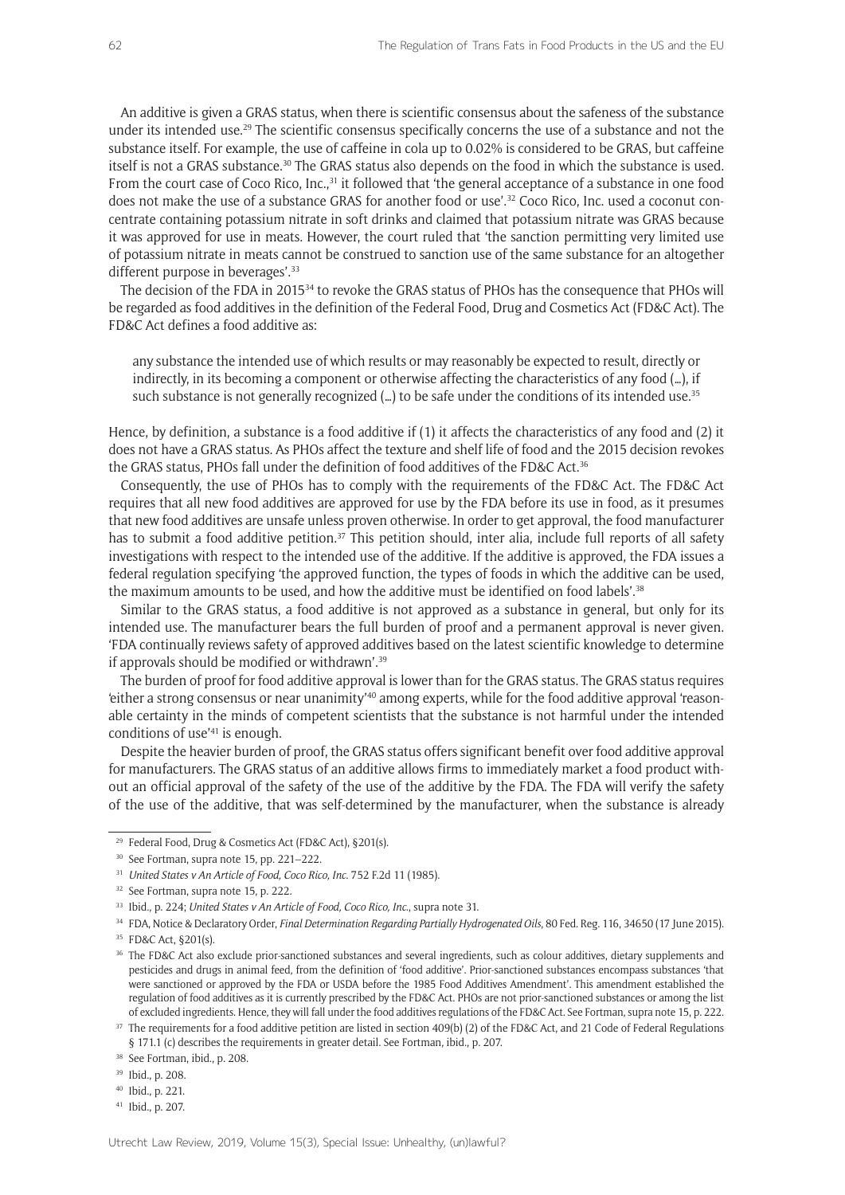An additive is given a GRAS status, when there is scientific consensus about the safeness of the substance under its intended use.[29] The scientific consensus specifically concerns the use of a substance and not the substance itself. For example, the use of caffeine in cola up to 0.02% is considered to be GRAS, but caffeine itself is not a GRAS substance.[30] The GRAS status also depends on the food in which the substance is used. From the court case of Coco Rico, Inc.,[31] it followed that 'the general acceptance of a substance in one food does not make the use of a substance GRAS for another food or use'.[32] Coco Rico, Inc. used a coconut concentrate containing potassium nitrate in soft drinks and claimed that potassium nitrate was GRAS because it was approved for use in meats. However, the court ruled that 'the sanction permitting very limited use of potassium nitrate in meats cannot be construed to sanction use of the same substance for an altogether different purpose in beverages'.[33]

The decision of the FDA in 2015[34] to revoke the GRAS status of PHOs has the consequence that PHOs will be regarded as food additives in the definition of the Federal Food, Drug and Cosmetics Act (FD&C Act). The FD&C Act defines a food additive as:

> any substance the intended use of which results or may reasonably be expected to result, directly or indirectly, in its becoming a component or otherwise affecting the characteristics of any food (…), if such substance is not generally recognized (…) to be safe under the conditions of its intended use.[35]

Hence, by definition, a substance is a food additive if (1) it affects the characteristics of any food and (2) it does not have a GRAS status. As PHOs affect the texture and shelf life of food and the 2015 decision revokes the GRAS status, PHOs fall under the definition of food additives of the FD&C Act.[36]

Consequently, the use of PHOs has to comply with the requirements of the FD&C Act. The FD&C Act requires that all new food additives are approved for use by the FDA before its use in food, as it presumes that new food additives are unsafe unless proven otherwise. In order to get approval, the food manufacturer has to submit a food additive petition.[37] This petition should, inter alia, include full reports of all safety investigations with respect to the intended use of the additive. If the additive is approved, the FDA issues a federal regulation specifying 'the approved function, the types of foods in which the additive can be used, the maximum amounts to be used, and how the additive must be identified on food labels'.[38]

Similar to the GRAS status, a food additive is not approved as a substance in general, but only for its intended use. The manufacturer bears the full burden of proof and a permanent approval is never given. 'FDA continually reviews safety of approved additives based on the latest scientific knowledge to determine if approvals should be modified or withdrawn'.[39]

The burden of proof for food additive approval is lower than for the GRAS status. The GRAS status requires 'either a strong consensus or near unanimity'[40] among experts, while for the food additive approval 'reasonable certainty in the minds of competent scientists that the substance is not harmful under the intended conditions of use'[41] is enough.

Despite the heavier burden of proof, the GRAS status offers significant benefit over food additive approval for manufacturers. The GRAS status of an additive allows firms to immediately market a food product without an official approval of the safety of the use of the additive by the FDA. The FDA will verify the safety of the use of the additive, that was self-determined by the manufacturer, when the substance is already

---

[29] Federal Food, Drug & Cosmetics Act (FD&C Act), §201(s).

[30] See Fortman, supra note 15, pp. 221–222.

[31] *United States v An Article of Food, Coco Rico, Inc.* 752 F.2d 11 (1985).

[32] See Fortman, supra note 15, p. 222.

[33] Ibid., p. 224; *United States v An Article of Food, Coco Rico, Inc.*, supra note 31.

[34] FDA, Notice & Declaratory Order, *Final Determination Regarding Partially Hydrogenated Oils*, 80 Fed. Reg. 116, 34650 (17 June 2015).

[35] FD&C Act, §201(s).

[36] The FD&C Act also exclude prior-sanctioned substances and several ingredients, such as colour additives, dietary supplements and pesticides and drugs in animal feed, from the definition of 'food additive'. Prior-sanctioned substances encompass substances 'that were sanctioned or approved by the FDA or USDA before the 1985 Food Additives Amendment'. This amendment established the regulation of food additives as it is currently prescribed by the FD&C Act. PHOs are not prior-sanctioned substances or among the list of excluded ingredients. Hence, they will fall under the food additives regulations of the FD&C Act. See Fortman, supra note 15, p. 222.

[37] The requirements for a food additive petition are listed in section 409(b) (2) of the FD&C Act, and 21 Code of Federal Regulations § 171.1 (c) describes the requirements in greater detail. See Fortman, ibid., p. 207.

[38] See Fortman, ibid., p. 208.

[39] Ibid., p. 208.

[40] Ibid., p. 221.

[41] Ibid., p. 207.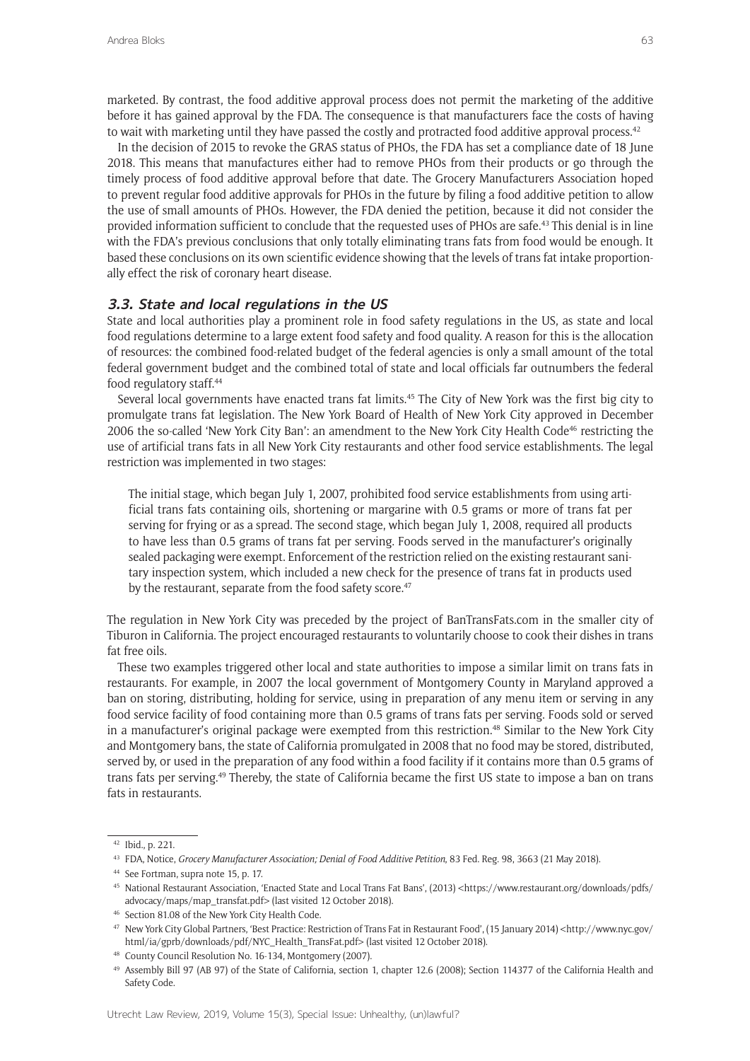marketed. By contrast, the food additive approval process does not permit the marketing of the additive before it has gained approval by the FDA. The consequence is that manufacturers face the costs of having to wait with marketing until they have passed the costly and protracted food additive approval process.[42]

In the decision of 2015 to revoke the GRAS status of PHOs, the FDA has set a compliance date of 18 June 2018. This means that manufactures either had to remove PHOs from their products or go through the timely process of food additive approval before that date. The Grocery Manufacturers Association hoped to prevent regular food additive approvals for PHOs in the future by filing a food additive petition to allow the use of small amounts of PHOs. However, the FDA denied the petition, because it did not consider the provided information sufficient to conclude that the requested uses of PHOs are safe.[43] This denial is in line with the FDA's previous conclusions that only totally eliminating trans fats from food would be enough. It based these conclusions on its own scientific evidence showing that the levels of trans fat intake proportionally effect the risk of coronary heart disease.

### 3.3. State and local regulations in the US

State and local authorities play a prominent role in food safety regulations in the US, as state and local food regulations determine to a large extent food safety and food quality. A reason for this is the allocation of resources: the combined food-related budget of the federal agencies is only a small amount of the total federal government budget and the combined total of state and local officials far outnumbers the federal food regulatory staff.[44]

Several local governments have enacted trans fat limits.[45] The City of New York was the first big city to promulgate trans fat legislation. The New York Board of Health of New York City approved in December 2006 the so-called 'New York City Ban': an amendment to the New York City Health Code[46] restricting the use of artificial trans fats in all New York City restaurants and other food service establishments. The legal restriction was implemented in two stages:

> The initial stage, which began July 1, 2007, prohibited food service establishments from using artificial trans fats containing oils, shortening or margarine with 0.5 grams or more of trans fat per serving for frying or as a spread. The second stage, which began July 1, 2008, required all products to have less than 0.5 grams of trans fat per serving. Foods served in the manufacturer's originally sealed packaging were exempt. Enforcement of the restriction relied on the existing restaurant sanitary inspection system, which included a new check for the presence of trans fat in products used by the restaurant, separate from the food safety score.[47]

The regulation in New York City was preceded by the project of BanTransFats.com in the smaller city of Tiburon in California. The project encouraged restaurants to voluntarily choose to cook their dishes in trans fat free oils.

These two examples triggered other local and state authorities to impose a similar limit on trans fats in restaurants. For example, in 2007 the local government of Montgomery County in Maryland approved a ban on storing, distributing, holding for service, using in preparation of any menu item or serving in any food service facility of food containing more than 0.5 grams of trans fats per serving. Foods sold or served in a manufacturer's original package were exempted from this restriction.[48] Similar to the New York City and Montgomery bans, the state of California promulgated in 2008 that no food may be stored, distributed, served by, or used in the preparation of any food within a food facility if it contains more than 0.5 grams of trans fats per serving.[49] Thereby, the state of California became the first US state to impose a ban on trans fats in restaurants.

---

[42] Ibid., p. 221.

[43] FDA, Notice, *Grocery Manufacturer Association; Denial of Food Additive Petition*, 83 Fed. Reg. 98, 3663 (21 May 2018).

[44] See Fortman, supra note 15, p. 17.

[45] National Restaurant Association, 'Enacted State and Local Trans Fat Bans', (2013) <https://www.restaurant.org/downloads/pdfs/advocacy/maps/map_transfat.pdf> (last visited 12 October 2018).

[46] Section 81.08 of the New York City Health Code.

[47] New York City Global Partners, 'Best Practice: Restriction of Trans Fat in Restaurant Food', (15 January 2014) <http://www.nyc.gov/html/ia/gprb/downloads/pdf/NYC_Health_TransFat.pdf> (last visited 12 October 2018).

[48] County Council Resolution No. 16-134, Montgomery (2007).

[49] Assembly Bill 97 (AB 97) of the State of California, section 1, chapter 12.6 (2008); Section 114377 of the California Health and Safety Code.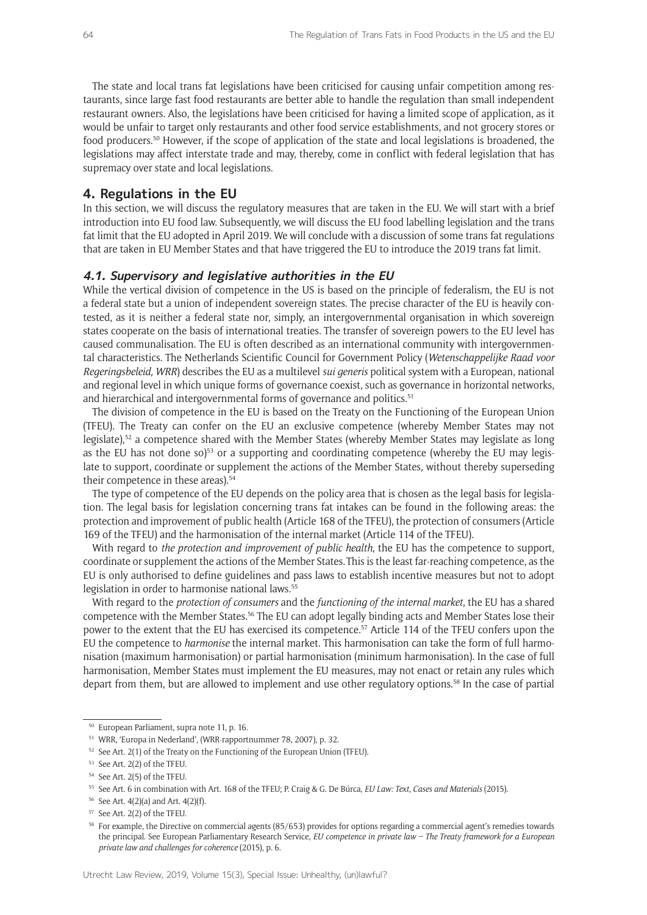The state and local trans fat legislations have been criticised for causing unfair competition among restaurants, since large fast food restaurants are better able to handle the regulation than small independent restaurant owners. Also, the legislations have been criticised for having a limited scope of application, as it would be unfair to target only restaurants and other food service establishments, and not grocery stores or food producers.[50] However, if the scope of application of the state and local legislations is broadened, the legislations may affect interstate trade and may, thereby, come in conflict with federal legislation that has supremacy over state and local legislations.

## 4. Regulations in the EU

In this section, we will discuss the regulatory measures that are taken in the EU. We will start with a brief introduction into EU food law. Subsequently, we will discuss the EU food labelling legislation and the trans fat limit that the EU adopted in April 2019. We will conclude with a discussion of some trans fat regulations that are taken in EU Member States and that have triggered the EU to introduce the 2019 trans fat limit.

### 4.1. Supervisory and legislative authorities in the EU

While the vertical division of competence in the US is based on the principle of federalism, the EU is not a federal state but a union of independent sovereign states. The precise character of the EU is heavily contested, as it is neither a federal state nor, simply, an intergovernmental organisation in which sovereign states cooperate on the basis of international treaties. The transfer of sovereign powers to the EU level has caused communalisation. The EU is often described as an international community with intergovernmental characteristics. The Netherlands Scientific Council for Government Policy (*Wetenschappelijke Raad voor Regeringsbeleid, WRR*) describes the EU as a multilevel *sui generis* political system with a European, national and regional level in which unique forms of governance coexist, such as governance in horizontal networks, and hierarchical and intergovernmental forms of governance and politics.[51]

The division of competence in the EU is based on the Treaty on the Functioning of the European Union (TFEU). The Treaty can confer on the EU an exclusive competence (whereby Member States may not legislate),[52] a competence shared with the Member States (whereby Member States may legislate as long as the EU has not done so)[53] or a supporting and coordinating competence (whereby the EU may legislate to support, coordinate or supplement the actions of the Member States, without thereby superseding their competence in these areas).[54]

The type of competence of the EU depends on the policy area that is chosen as the legal basis for legislation. The legal basis for legislation concerning trans fat intakes can be found in the following areas: the protection and improvement of public health (Article 168 of the TFEU), the protection of consumers (Article 169 of the TFEU) and the harmonisation of the internal market (Article 114 of the TFEU).

With regard to *the protection and improvement of public health*, the EU has the competence to support, coordinate or supplement the actions of the Member States. This is the least far-reaching competence, as the EU is only authorised to define guidelines and pass laws to establish incentive measures but not to adopt legislation in order to harmonise national laws.[55]

With regard to the *protection of consumers* and the *functioning of the internal market*, the EU has a shared competence with the Member States.[56] The EU can adopt legally binding acts and Member States lose their power to the extent that the EU has exercised its competence.[57] Article 114 of the TFEU confers upon the EU the competence to *harmonise* the internal market. This harmonisation can take the form of full harmonisation (maximum harmonisation) or partial harmonisation (minimum harmonisation). In the case of full harmonisation, Member States must implement the EU measures, may not enact or retain any rules which depart from them, but are allowed to implement and use other regulatory options.[58] In the case of partial

---

[50] European Parliament, supra note 11, p. 16.

[51] WRR, 'Europa in Nederland', (WRR-rapportnummer 78, 2007), p. 32.

[52] See Art. 2(1) of the Treaty on the Functioning of the European Union (TFEU).

[53] See Art. 2(2) of the TFEU.

[54] See Art. 2(5) of the TFEU.

[55] See Art. 6 in combination with Art. 168 of the TFEU; P. Craig & G. De Búrca, *EU Law: Text, Cases and Materials* (2015).

[56] See Art. 4(2)(a) and Art. 4(2)(f).

[57] See Art. 2(2) of the TFEU.

[58] For example, the Directive on commercial agents (85/653) provides for options regarding a commercial agent's remedies towards the principal. See European Parliamentary Research Service, *EU competence in private law – The Treaty framework for a European private law and challenges for coherence* (2015), p. 6.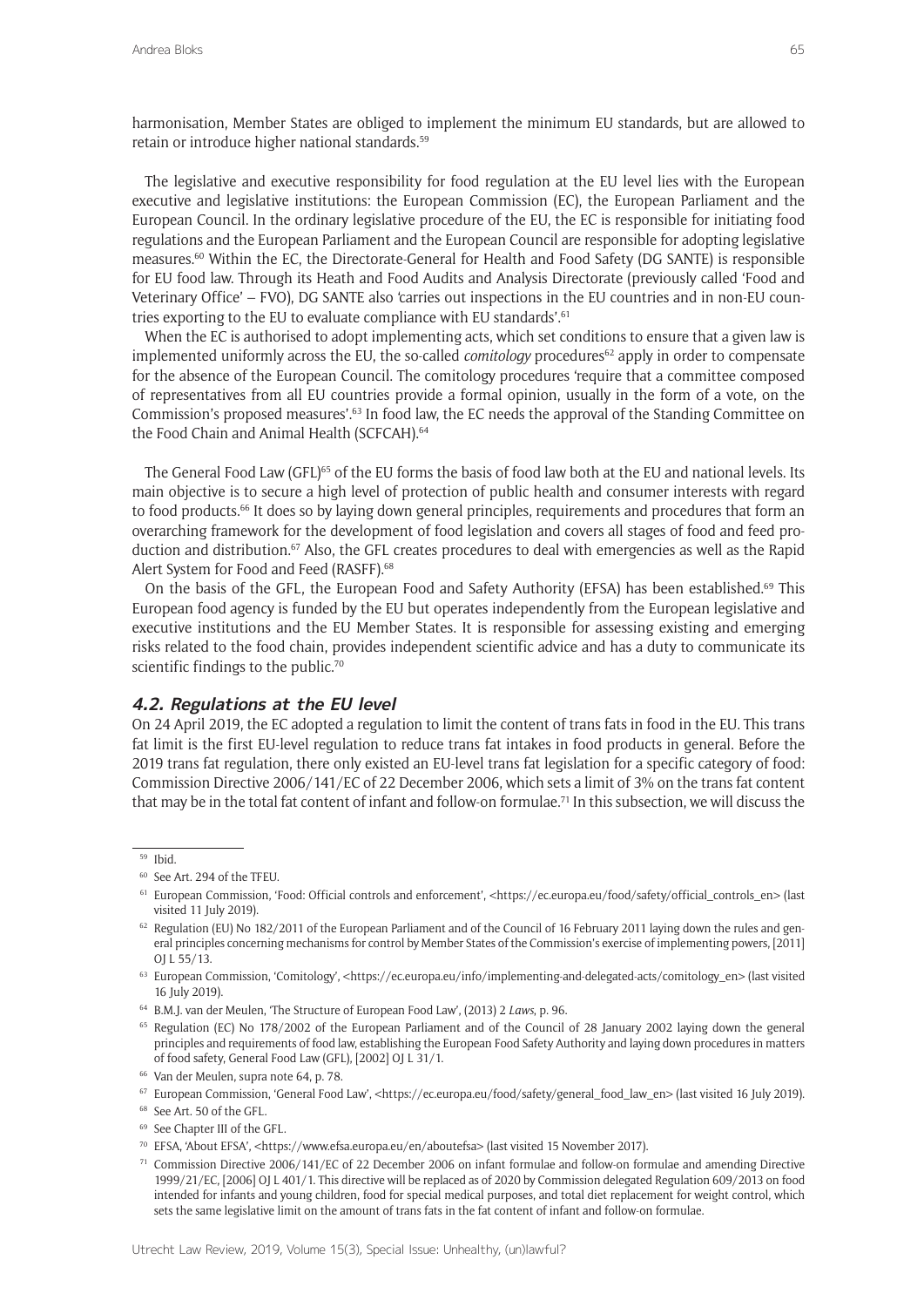harmonisation, Member States are obliged to implement the minimum EU standards, but are allowed to retain or introduce higher national standards.[59]

The legislative and executive responsibility for food regulation at the EU level lies with the European executive and legislative institutions: the European Commission (EC), the European Parliament and the European Council. In the ordinary legislative procedure of the EU, the EC is responsible for initiating food regulations and the European Parliament and the European Council are responsible for adopting legislative measures.[60] Within the EC, the Directorate-General for Health and Food Safety (DG SANTE) is responsible for EU food law. Through its Heath and Food Audits and Analysis Directorate (previously called 'Food and Veterinary Office' – FVO), DG SANTE also 'carries out inspections in the EU countries and in non-EU countries exporting to the EU to evaluate compliance with EU standards'.[61]

When the EC is authorised to adopt implementing acts, which set conditions to ensure that a given law is implemented uniformly across the EU, the so-called *comitology* procedures[62] apply in order to compensate for the absence of the European Council. The comitology procedures 'require that a committee composed of representatives from all EU countries provide a formal opinion, usually in the form of a vote, on the Commission's proposed measures'.[63] In food law, the EC needs the approval of the Standing Committee on the Food Chain and Animal Health (SCFCAH).[64]

The General Food Law (GFL)[65] of the EU forms the basis of food law both at the EU and national levels. Its main objective is to secure a high level of protection of public health and consumer interests with regard to food products.[66] It does so by laying down general principles, requirements and procedures that form an overarching framework for the development of food legislation and covers all stages of food and feed production and distribution.[67] Also, the GFL creates procedures to deal with emergencies as well as the Rapid Alert System for Food and Feed (RASFF).[68]

On the basis of the GFL, the European Food and Safety Authority (EFSA) has been established.[69] This European food agency is funded by the EU but operates independently from the European legislative and executive institutions and the EU Member States. It is responsible for assessing existing and emerging risks related to the food chain, provides independent scientific advice and has a duty to communicate its scientific findings to the public.[70]

### 4.2. Regulations at the EU level

On 24 April 2019, the EC adopted a regulation to limit the content of trans fats in food in the EU. This trans fat limit is the first EU-level regulation to reduce trans fat intakes in food products in general. Before the 2019 trans fat regulation, there only existed an EU-level trans fat legislation for a specific category of food: Commission Directive 2006/141/EC of 22 December 2006, which sets a limit of 3% on the trans fat content that may be in the total fat content of infant and follow-on formulae.[71] In this subsection, we will discuss the

---

[59] Ibid.

[60] See Art. 294 of the TFEU.

[61] European Commission, 'Food: Official controls and enforcement', <https://ec.europa.eu/food/safety/official_controls_en> (last visited 11 July 2019).

[62] Regulation (EU) No 182/2011 of the European Parliament and of the Council of 16 February 2011 laying down the rules and general principles concerning mechanisms for control by Member States of the Commission's exercise of implementing powers, [2011] OJ L 55/13.

[63] European Commission, 'Comitology', <https://ec.europa.eu/info/implementing-and-delegated-acts/comitology_en> (last visited 16 July 2019).

[64] B.M.J. van der Meulen, 'The Structure of European Food Law', (2013) 2 *Laws*, p. 96.

[65] Regulation (EC) No 178/2002 of the European Parliament and of the Council of 28 January 2002 laying down the general principles and requirements of food law, establishing the European Food Safety Authority and laying down procedures in matters of food safety, General Food Law (GFL), [2002] OJ L 31/1.

[66] Van der Meulen, supra note 64, p. 78.

[67] European Commission, 'General Food Law', <https://ec.europa.eu/food/safety/general_food_law_en> (last visited 16 July 2019).

[68] See Art. 50 of the GFL.

[69] See Chapter III of the GFL.

[70] EFSA, 'About EFSA', <https://www.efsa.europa.eu/en/aboutefsa> (last visited 15 November 2017).

[71] Commission Directive 2006/141/EC of 22 December 2006 on infant formulae and follow-on formulae and amending Directive 1999/21/EC, [2006] OJ L 401/1. This directive will be replaced as of 2020 by Commission delegated Regulation 609/2013 on food intended for infants and young children, food for special medical purposes, and total diet replacement for weight control, which sets the same legislative limit on the amount of trans fats in the fat content of infant and follow-on formulae.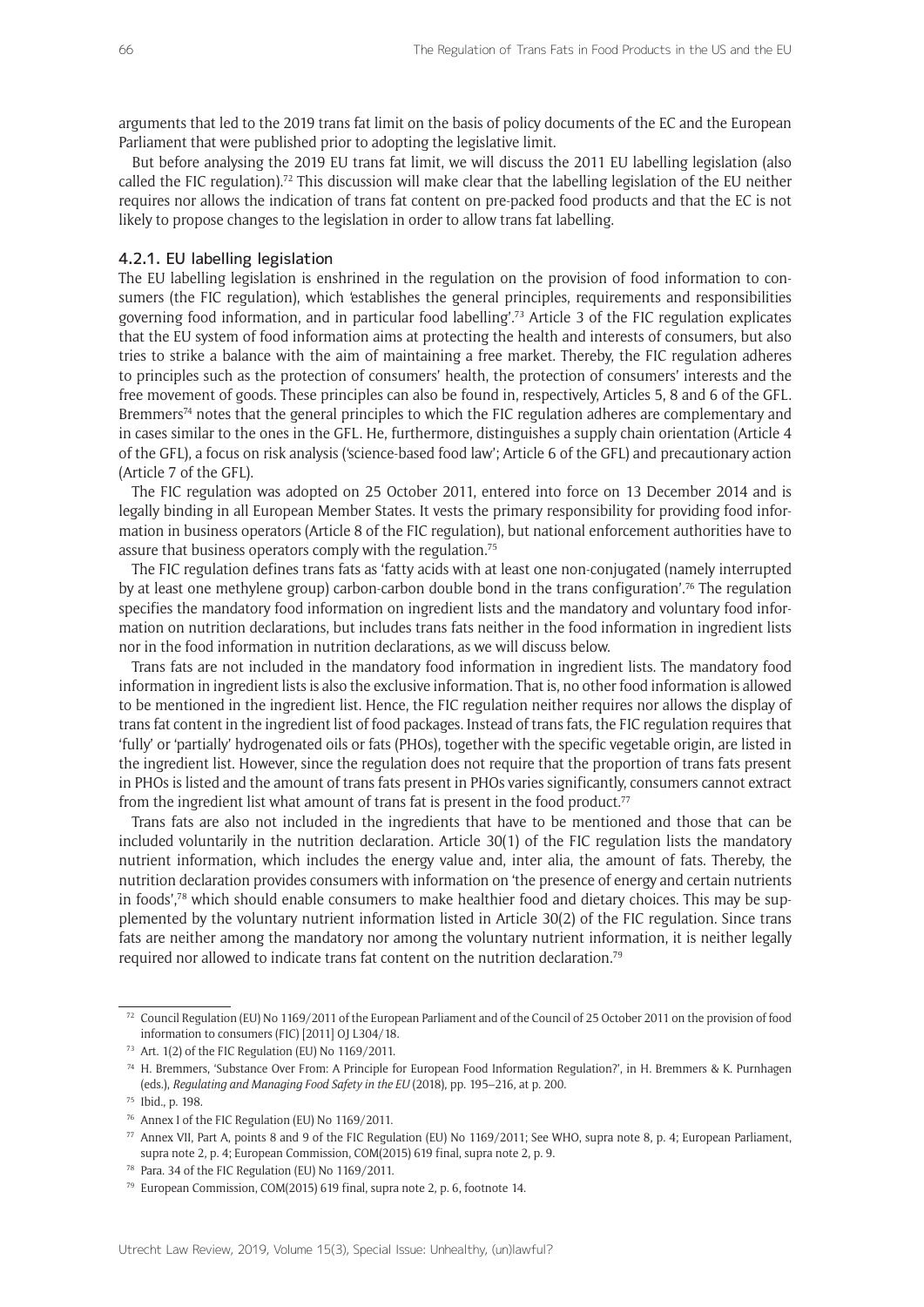arguments that led to the 2019 trans fat limit on the basis of policy documents of the EC and the European Parliament that were published prior to adopting the legislative limit.

But before analysing the 2019 EU trans fat limit, we will discuss the 2011 EU labelling legislation (also called the FIC regulation).[72] This discussion will make clear that the labelling legislation of the EU neither requires nor allows the indication of trans fat content on pre-packed food products and that the EC is not likely to propose changes to the legislation in order to allow trans fat labelling.

### 4.2.1. EU labelling legislation

The EU labelling legislation is enshrined in the regulation on the provision of food information to consumers (the FIC regulation), which 'establishes the general principles, requirements and responsibilities governing food information, and in particular food labelling'.[73] Article 3 of the FIC regulation explicates that the EU system of food information aims at protecting the health and interests of consumers, but also tries to strike a balance with the aim of maintaining a free market. Thereby, the FIC regulation adheres to principles such as the protection of consumers' health, the protection of consumers' interests and the free movement of goods. These principles can also be found in, respectively, Articles 5, 8 and 6 of the GFL. Bremmers[74] notes that the general principles to which the FIC regulation adheres are complementary and in cases similar to the ones in the GFL. He, furthermore, distinguishes a supply chain orientation (Article 4 of the GFL), a focus on risk analysis ('science-based food law'; Article 6 of the GFL) and precautionary action (Article 7 of the GFL).

The FIC regulation was adopted on 25 October 2011, entered into force on 13 December 2014 and is legally binding in all European Member States. It vests the primary responsibility for providing food information in business operators (Article 8 of the FIC regulation), but national enforcement authorities have to assure that business operators comply with the regulation.[75]

The FIC regulation defines trans fats as 'fatty acids with at least one non-conjugated (namely interrupted by at least one methylene group) carbon-carbon double bond in the trans configuration'.[76] The regulation specifies the mandatory food information on ingredient lists and the mandatory and voluntary food information on nutrition declarations, but includes trans fats neither in the food information in ingredient lists nor in the food information in nutrition declarations, as we will discuss below.

Trans fats are not included in the mandatory food information in ingredient lists. The mandatory food information in ingredient lists is also the exclusive information. That is, no other food information is allowed to be mentioned in the ingredient list. Hence, the FIC regulation neither requires nor allows the display of trans fat content in the ingredient list of food packages. Instead of trans fats, the FIC regulation requires that 'fully' or 'partially' hydrogenated oils or fats (PHOs), together with the specific vegetable origin, are listed in the ingredient list. However, since the regulation does not require that the proportion of trans fats present in PHOs is listed and the amount of trans fats present in PHOs varies significantly, consumers cannot extract from the ingredient list what amount of trans fat is present in the food product.[77]

Trans fats are also not included in the ingredients that have to be mentioned and those that can be included voluntarily in the nutrition declaration. Article 30(1) of the FIC regulation lists the mandatory nutrient information, which includes the energy value and, inter alia, the amount of fats. Thereby, the nutrition declaration provides consumers with information on 'the presence of energy and certain nutrients in foods',[78] which should enable consumers to make healthier food and dietary choices. This may be supplemented by the voluntary nutrient information listed in Article 30(2) of the FIC regulation. Since trans fats are neither among the mandatory nor among the voluntary nutrient information, it is neither legally required nor allowed to indicate trans fat content on the nutrition declaration.[79]

---

[72] Council Regulation (EU) No 1169/2011 of the European Parliament and of the Council of 25 October 2011 on the provision of food information to consumers (FIC) [2011] OJ L304/18.

[73] Art. 1(2) of the FIC Regulation (EU) No 1169/2011.

[74] H. Bremmers, 'Substance Over From: A Principle for European Food Information Regulation?', in H. Bremmers & K. Purnhagen (eds.), *Regulating and Managing Food Safety in the EU* (2018), pp. 195–216, at p. 200.

[75] Ibid., p. 198.

[76] Annex I of the FIC Regulation (EU) No 1169/2011.

[77] Annex VII, Part A, points 8 and 9 of the FIC Regulation (EU) No 1169/2011; See WHO, supra note 8, p. 4; European Parliament, supra note 2, p. 4; European Commission, COM(2015) 619 final, supra note 2, p. 9.

[78] Para. 34 of the FIC Regulation (EU) No 1169/2011.

[79] European Commission, COM(2015) 619 final, supra note 2, p. 6, footnote 14.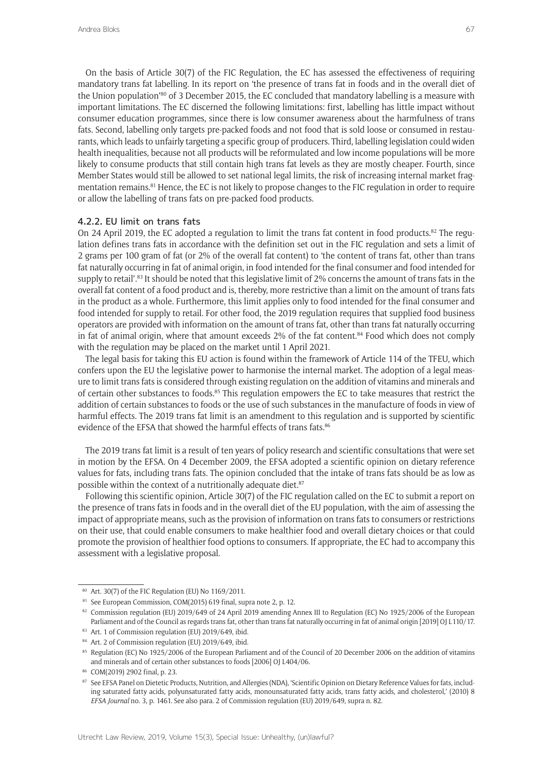On the basis of Article 30(7) of the FIC Regulation, the EC has assessed the effectiveness of requiring mandatory trans fat labelling. In its report on 'the presence of trans fat in foods and in the overall diet of the Union population'[80] of 3 December 2015, the EC concluded that mandatory labelling is a measure with important limitations. The EC discerned the following limitations: first, labelling has little impact without consumer education programmes, since there is low consumer awareness about the harmfulness of trans fats. Second, labelling only targets pre-packed foods and not food that is sold loose or consumed in restaurants, which leads to unfairly targeting a specific group of producers. Third, labelling legislation could widen health inequalities, because not all products will be reformulated and low income populations will be more likely to consume products that still contain high trans fat levels as they are mostly cheaper. Fourth, since Member States would still be allowed to set national legal limits, the risk of increasing internal market fragmentation remains.[81] Hence, the EC is not likely to propose changes to the FIC regulation in order to require or allow the labelling of trans fats on pre-packed food products.

### 4.2.2. EU limit on trans fats

On 24 April 2019, the EC adopted a regulation to limit the trans fat content in food products.[82] The regulation defines trans fats in accordance with the definition set out in the FIC regulation and sets a limit of 2 grams per 100 gram of fat (or 2% of the overall fat content) to 'the content of trans fat, other than trans fat naturally occurring in fat of animal origin, in food intended for the final consumer and food intended for supply to retail'.[83] It should be noted that this legislative limit of 2% concerns the amount of trans fats in the overall fat content of a food product and is, thereby, more restrictive than a limit on the amount of trans fats in the product as a whole. Furthermore, this limit applies only to food intended for the final consumer and food intended for supply to retail. For other food, the 2019 regulation requires that supplied food business operators are provided with information on the amount of trans fat, other than trans fat naturally occurring in fat of animal origin, where that amount exceeds 2% of the fat content.[84] Food which does not comply with the regulation may be placed on the market until 1 April 2021.

The legal basis for taking this EU action is found within the framework of Article 114 of the TFEU, which confers upon the EU the legislative power to harmonise the internal market. The adoption of a legal measure to limit trans fats is considered through existing regulation on the addition of vitamins and minerals and of certain other substances to foods.[85] This regulation empowers the EC to take measures that restrict the addition of certain substances to foods or the use of such substances in the manufacture of foods in view of harmful effects. The 2019 trans fat limit is an amendment to this regulation and is supported by scientific evidence of the EFSA that showed the harmful effects of trans fats.[86]

The 2019 trans fat limit is a result of ten years of policy research and scientific consultations that were set in motion by the EFSA. On 4 December 2009, the EFSA adopted a scientific opinion on dietary reference values for fats, including trans fats. The opinion concluded that the intake of trans fats should be as low as possible within the context of a nutritionally adequate diet.[87]

Following this scientific opinion, Article 30(7) of the FIC regulation called on the EC to submit a report on the presence of trans fats in foods and in the overall diet of the EU population, with the aim of assessing the impact of appropriate means, such as the provision of information on trans fats to consumers or restrictions on their use, that could enable consumers to make healthier food and overall dietary choices or that could promote the provision of healthier food options to consumers. If appropriate, the EC had to accompany this assessment with a legislative proposal.

---

[80] Art. 30(7) of the FIC Regulation (EU) No 1169/2011.

[81] See European Commission, COM(2015) 619 final, supra note 2, p. 12.

[82] Commission regulation (EU) 2019/649 of 24 April 2019 amending Annex III to Regulation (EC) No 1925/2006 of the European Parliament and of the Council as regards trans fat, other than trans fat naturally occurring in fat of animal origin [2019] OJ L110/17.

[83] Art. 1 of Commission regulation (EU) 2019/649, ibid.

[84] Art. 2 of Commission regulation (EU) 2019/649, ibid.

[85] Regulation (EC) No 1925/2006 of the European Parliament and of the Council of 20 December 2006 on the addition of vitamins and minerals and of certain other substances to foods [2006] OJ L404/06.

[86] COM(2019) 2902 final, p. 23.

[87] See EFSA Panel on Dietetic Products, Nutrition, and Allergies (NDA), 'Scientific Opinion on Dietary Reference Values for fats, including saturated fatty acids, polyunsaturated fatty acids, monounsaturated fatty acids, trans fatty acids, and cholesterol,' (2010) 8 *EFSA Journal* no. 3, p. 1461. See also para. 2 of Commission regulation (EU) 2019/649, supra n. 82.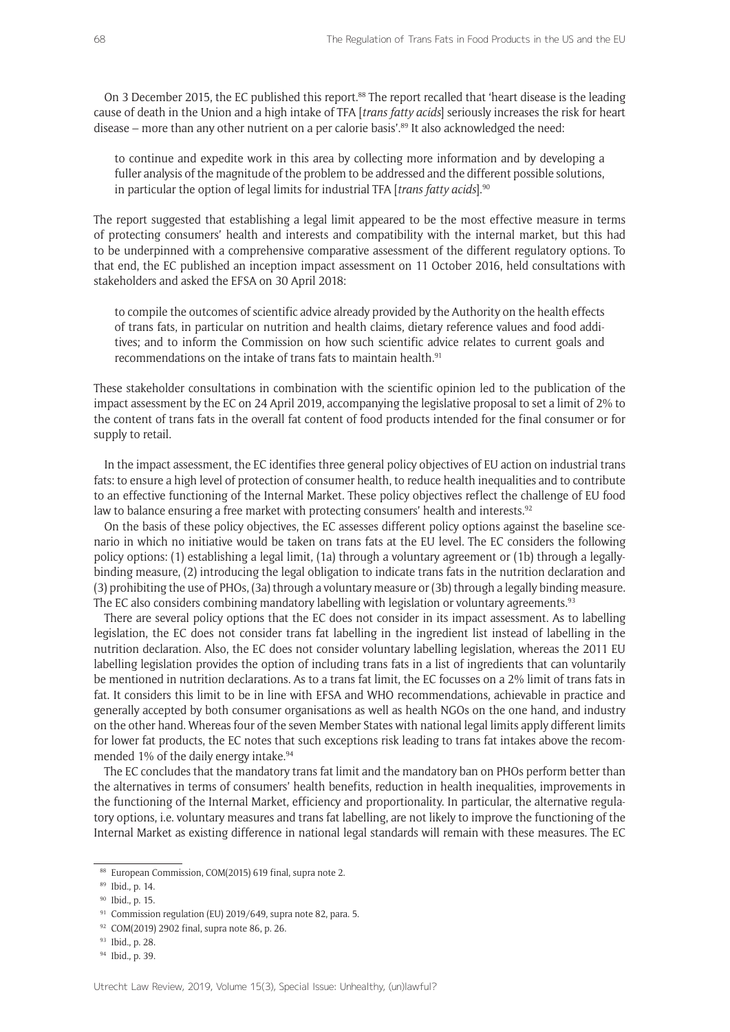On 3 December 2015, the EC published this report.[88] The report recalled that 'heart disease is the leading cause of death in the Union and a high intake of TFA [*trans fatty acids*] seriously increases the risk for heart disease – more than any other nutrient on a per calorie basis'.[89] It also acknowledged the need:

> to continue and expedite work in this area by collecting more information and by developing a fuller analysis of the magnitude of the problem to be addressed and the different possible solutions, in particular the option of legal limits for industrial TFA [*trans fatty acids*].[90]

The report suggested that establishing a legal limit appeared to be the most effective measure in terms of protecting consumers' health and interests and compatibility with the internal market, but this had to be underpinned with a comprehensive comparative assessment of the different regulatory options. To that end, the EC published an inception impact assessment on 11 October 2016, held consultations with stakeholders and asked the EFSA on 30 April 2018:

> to compile the outcomes of scientific advice already provided by the Authority on the health effects of trans fats, in particular on nutrition and health claims, dietary reference values and food additives; and to inform the Commission on how such scientific advice relates to current goals and recommendations on the intake of trans fats to maintain health.[91]

These stakeholder consultations in combination with the scientific opinion led to the publication of the impact assessment by the EC on 24 April 2019, accompanying the legislative proposal to set a limit of 2% to the content of trans fats in the overall fat content of food products intended for the final consumer or for supply to retail.

In the impact assessment, the EC identifies three general policy objectives of EU action on industrial trans fats: to ensure a high level of protection of consumer health, to reduce health inequalities and to contribute to an effective functioning of the Internal Market. These policy objectives reflect the challenge of EU food law to balance ensuring a free market with protecting consumers' health and interests.[92]

On the basis of these policy objectives, the EC assesses different policy options against the baseline scenario in which no initiative would be taken on trans fats at the EU level. The EC considers the following policy options: (1) establishing a legal limit, (1a) through a voluntary agreement or (1b) through a legally-binding measure, (2) introducing the legal obligation to indicate trans fats in the nutrition declaration and (3) prohibiting the use of PHOs, (3a) through a voluntary measure or (3b) through a legally binding measure. The EC also considers combining mandatory labelling with legislation or voluntary agreements.[93]

There are several policy options that the EC does not consider in its impact assessment. As to labelling legislation, the EC does not consider trans fat labelling in the ingredient list instead of labelling in the nutrition declaration. Also, the EC does not consider voluntary labelling legislation, whereas the 2011 EU labelling legislation provides the option of including trans fats in a list of ingredients that can voluntarily be mentioned in nutrition declarations. As to a trans fat limit, the EC focusses on a 2% limit of trans fats in fat. It considers this limit to be in line with EFSA and WHO recommendations, achievable in practice and generally accepted by both consumer organisations as well as health NGOs on the one hand, and industry on the other hand. Whereas four of the seven Member States with national legal limits apply different limits for lower fat products, the EC notes that such exceptions risk leading to trans fat intakes above the recommended 1% of the daily energy intake.[94]

The EC concludes that the mandatory trans fat limit and the mandatory ban on PHOs perform better than the alternatives in terms of consumers' health benefits, reduction in health inequalities, improvements in the functioning of the Internal Market, efficiency and proportionality. In particular, the alternative regulatory options, i.e. voluntary measures and trans fat labelling, are not likely to improve the functioning of the Internal Market as existing difference in national legal standards will remain with these measures. The EC

---

[88] European Commission, COM(2015) 619 final, supra note 2.

[89] Ibid., p. 14.

[90] Ibid., p. 15.

[91] Commission regulation (EU) 2019/649, supra note 82, para. 5.

[92] COM(2019) 2902 final, supra note 86, p. 26.

[93] Ibid., p. 28.

[94] Ibid., p. 39.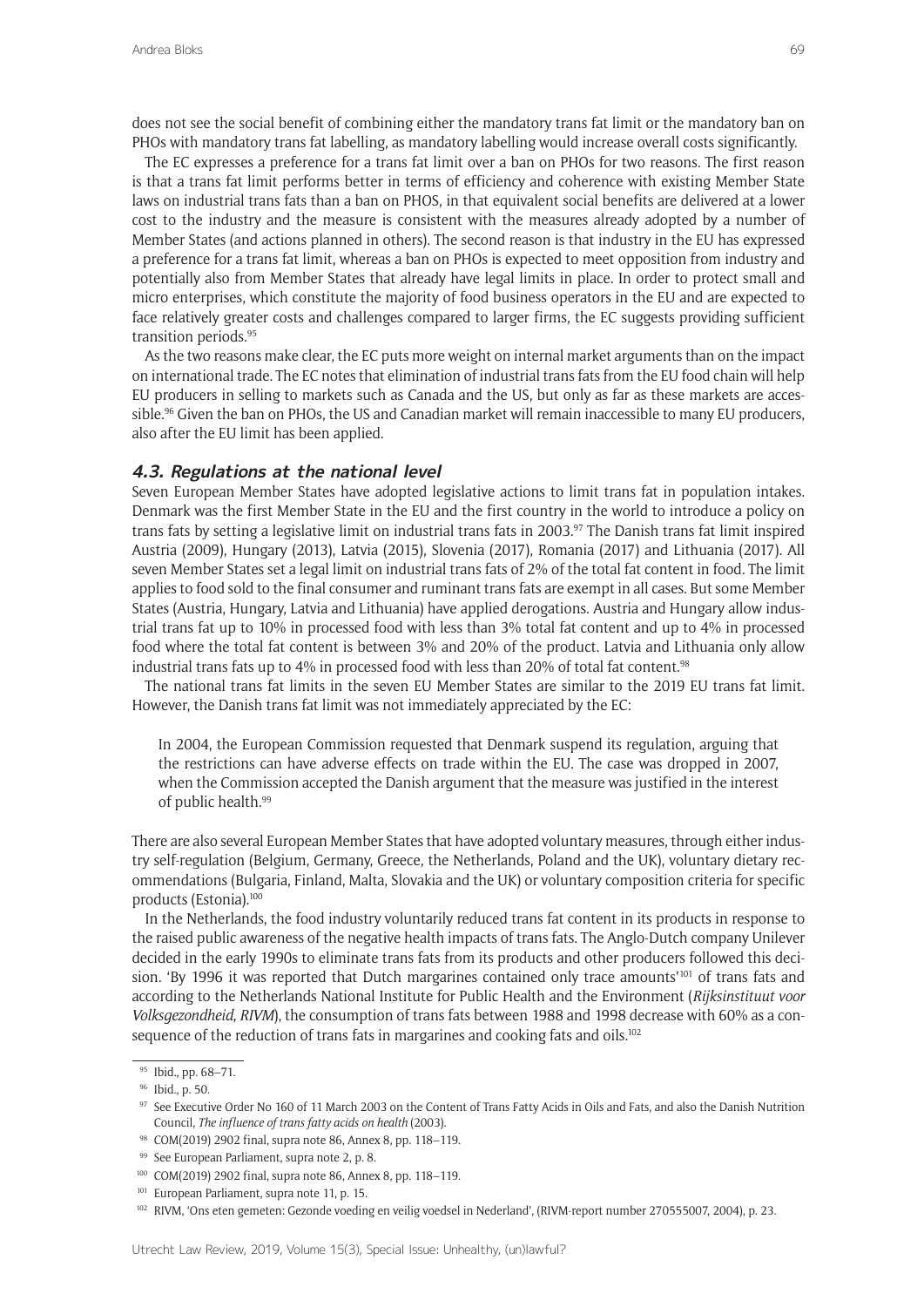does not see the social benefit of combining either the mandatory trans fat limit or the mandatory ban on PHOs with mandatory trans fat labelling, as mandatory labelling would increase overall costs significantly.

The EC expresses a preference for a trans fat limit over a ban on PHOs for two reasons. The first reason is that a trans fat limit performs better in terms of efficiency and coherence with existing Member State laws on industrial trans fats than a ban on PHOS, in that equivalent social benefits are delivered at a lower cost to the industry and the measure is consistent with the measures already adopted by a number of Member States (and actions planned in others). The second reason is that industry in the EU has expressed a preference for a trans fat limit, whereas a ban on PHOs is expected to meet opposition from industry and potentially also from Member States that already have legal limits in place. In order to protect small and micro enterprises, which constitute the majority of food business operators in the EU and are expected to face relatively greater costs and challenges compared to larger firms, the EC suggests providing sufficient transition periods.[95]

As the two reasons make clear, the EC puts more weight on internal market arguments than on the impact on international trade. The EC notes that elimination of industrial trans fats from the EU food chain will help EU producers in selling to markets such as Canada and the US, but only as far as these markets are accessible.[96] Given the ban on PHOs, the US and Canadian market will remain inaccessible to many EU producers, also after the EU limit has been applied.

### *4.3. Regulations at the national level*

Seven European Member States have adopted legislative actions to limit trans fat in population intakes. Denmark was the first Member State in the EU and the first country in the world to introduce a policy on trans fats by setting a legislative limit on industrial trans fats in 2003.[97] The Danish trans fat limit inspired Austria (2009), Hungary (2013), Latvia (2015), Slovenia (2017), Romania (2017) and Lithuania (2017). All seven Member States set a legal limit on industrial trans fats of 2% of the total fat content in food. The limit applies to food sold to the final consumer and ruminant trans fats are exempt in all cases. But some Member States (Austria, Hungary, Latvia and Lithuania) have applied derogations. Austria and Hungary allow industrial trans fat up to 10% in processed food with less than 3% total fat content and up to 4% in processed food where the total fat content is between 3% and 20% of the product. Latvia and Lithuania only allow industrial trans fats up to 4% in processed food with less than 20% of total fat content.[98]

The national trans fat limits in the seven EU Member States are similar to the 2019 EU trans fat limit. However, the Danish trans fat limit was not immediately appreciated by the EC:

> In 2004, the European Commission requested that Denmark suspend its regulation, arguing that the restrictions can have adverse effects on trade within the EU. The case was dropped in 2007, when the Commission accepted the Danish argument that the measure was justified in the interest of public health.[99]

There are also several European Member States that have adopted voluntary measures, through either industry self-regulation (Belgium, Germany, Greece, the Netherlands, Poland and the UK), voluntary dietary recommendations (Bulgaria, Finland, Malta, Slovakia and the UK) or voluntary composition criteria for specific products (Estonia).[100]

In the Netherlands, the food industry voluntarily reduced trans fat content in its products in response to the raised public awareness of the negative health impacts of trans fats. The Anglo-Dutch company Unilever decided in the early 1990s to eliminate trans fats from its products and other producers followed this decision. 'By 1996 it was reported that Dutch margarines contained only trace amounts'[101] of trans fats and according to the Netherlands National Institute for Public Health and the Environment (*Rijksinstituut voor Volksgezondheid*, *RIVM*), the consumption of trans fats between 1988 and 1998 decrease with 60% as a consequence of the reduction of trans fats in margarines and cooking fats and oils.[102]

---

[95] Ibid., pp. 68–71.

[96] Ibid., p. 50.

[97] See Executive Order No 160 of 11 March 2003 on the Content of Trans Fatty Acids in Oils and Fats, and also the Danish Nutrition Council, *The influence of trans fatty acids on health* (2003).

[98] COM(2019) 2902 final, supra note 86, Annex 8, pp. 118–119.

[99] See European Parliament, supra note 2, p. 8.

[100] COM(2019) 2902 final, supra note 86, Annex 8, pp. 118–119.

[101] European Parliament, supra note 11, p. 15.

[102] RIVM, 'Ons eten gemeten: Gezonde voeding en veilig voedsel in Nederland', (RIVM-report number 270555007, 2004), p. 23.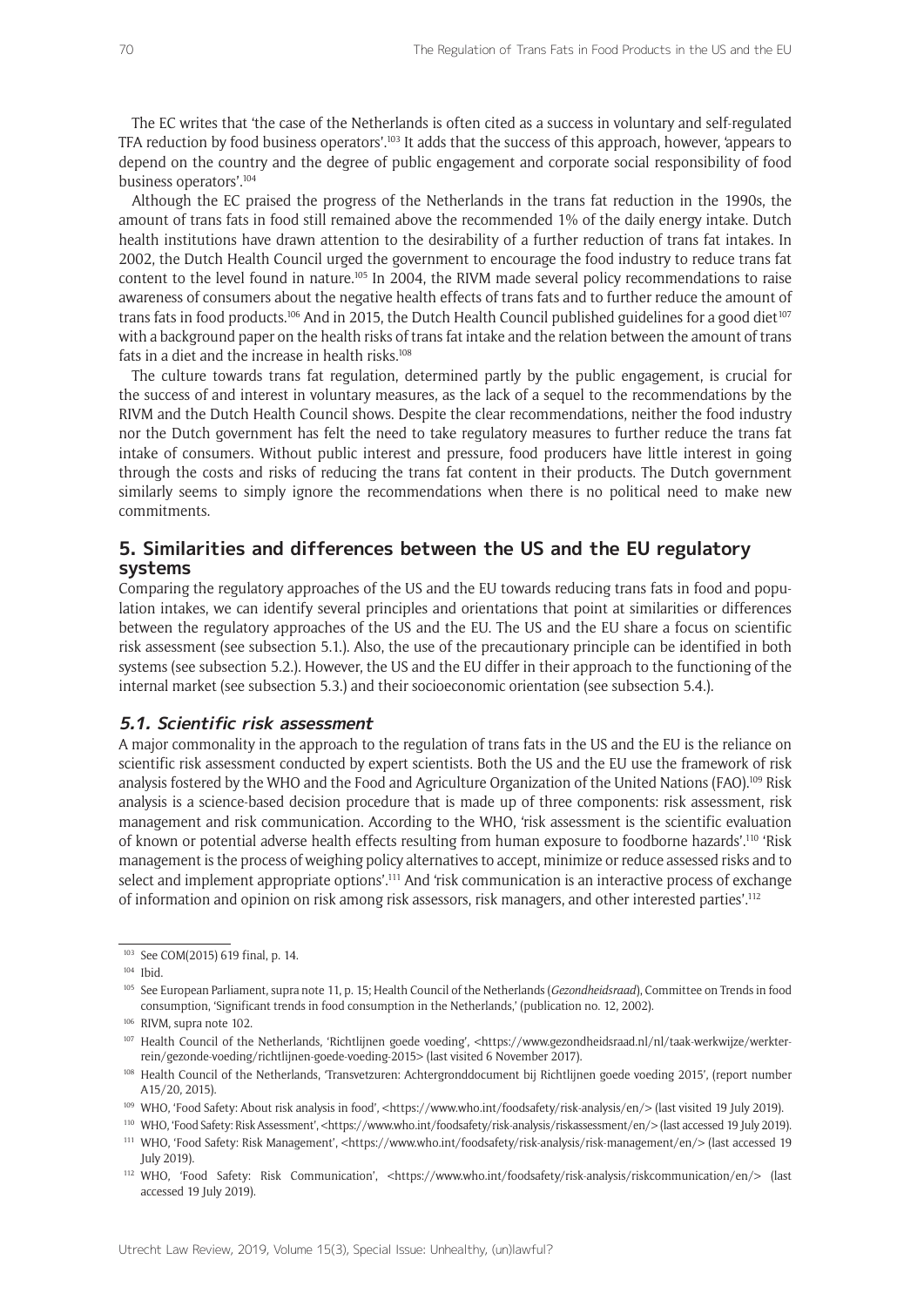The EC writes that 'the case of the Netherlands is often cited as a success in voluntary and self-regulated TFA reduction by food business operators'.[103] It adds that the success of this approach, however, 'appears to depend on the country and the degree of public engagement and corporate social responsibility of food business operators'.[104]

Although the EC praised the progress of the Netherlands in the trans fat reduction in the 1990s, the amount of trans fats in food still remained above the recommended 1% of the daily energy intake. Dutch health institutions have drawn attention to the desirability of a further reduction of trans fat intakes. In 2002, the Dutch Health Council urged the government to encourage the food industry to reduce trans fat content to the level found in nature.[105] In 2004, the RIVM made several policy recommendations to raise awareness of consumers about the negative health effects of trans fats and to further reduce the amount of trans fats in food products.[106] And in 2015, the Dutch Health Council published guidelines for a good diet[107] with a background paper on the health risks of trans fat intake and the relation between the amount of trans fats in a diet and the increase in health risks.[108]

The culture towards trans fat regulation, determined partly by the public engagement, is crucial for the success of and interest in voluntary measures, as the lack of a sequel to the recommendations by the RIVM and the Dutch Health Council shows. Despite the clear recommendations, neither the food industry nor the Dutch government has felt the need to take regulatory measures to further reduce the trans fat intake of consumers. Without public interest and pressure, food producers have little interest in going through the costs and risks of reducing the trans fat content in their products. The Dutch government similarly seems to simply ignore the recommendations when there is no political need to make new commitments.

## 5. Similarities and differences between the US and the EU regulatory systems

Comparing the regulatory approaches of the US and the EU towards reducing trans fats in food and population intakes, we can identify several principles and orientations that point at similarities or differences between the regulatory approaches of the US and the EU. The US and the EU share a focus on scientific risk assessment (see subsection 5.1.). Also, the use of the precautionary principle can be identified in both systems (see subsection 5.2.). However, the US and the EU differ in their approach to the functioning of the internal market (see subsection 5.3.) and their socioeconomic orientation (see subsection 5.4.).

### *5.1. Scientific risk assessment*

A major commonality in the approach to the regulation of trans fats in the US and the EU is the reliance on scientific risk assessment conducted by expert scientists. Both the US and the EU use the framework of risk analysis fostered by the WHO and the Food and Agriculture Organization of the United Nations (FAO).[109] Risk analysis is a science-based decision procedure that is made up of three components: risk assessment, risk management and risk communication. According to the WHO, 'risk assessment is the scientific evaluation of known or potential adverse health effects resulting from human exposure to foodborne hazards'.[110] 'Risk management is the process of weighing policy alternatives to accept, minimize or reduce assessed risks and to select and implement appropriate options'.[111] And 'risk communication is an interactive process of exchange of information and opinion on risk among risk assessors, risk managers, and other interested parties'.[112]

---

[103] See COM(2015) 619 final, p. 14.

[104] Ibid.

[105] See European Parliament, supra note 11, p. 15; Health Council of the Netherlands (*Gezondheidsraad*), Committee on Trends in food consumption, 'Significant trends in food consumption in the Netherlands,' (publication no. 12, 2002).

[106] RIVM, supra note 102.

[107] Health Council of the Netherlands, 'Richtlijnen goede voeding', <https://www.gezondheidsraad.nl/nl/taak-werkwijze/werkterrein/gezonde-voeding/richtlijnen-goede-voeding-2015> (last visited 6 November 2017).

[108] Health Council of the Netherlands, 'Transvetzuren: Achtergronddocument bij Richtlijnen goede voeding 2015', (report number A15/20, 2015).

[109] WHO, 'Food Safety: About risk analysis in food', <https://www.who.int/foodsafety/risk-analysis/en/> (last visited 19 July 2019).

[110] WHO, 'Food Safety: Risk Assessment', <https://www.who.int/foodsafety/risk-analysis/riskassessment/en/> (last accessed 19 July 2019).

[111] WHO, 'Food Safety: Risk Management', <https://www.who.int/foodsafety/risk-analysis/risk-management/en/> (last accessed 19 July 2019).

[112] WHO, 'Food Safety: Risk Communication', <https://www.who.int/foodsafety/risk-analysis/riskcommunication/en/> (last accessed 19 July 2019).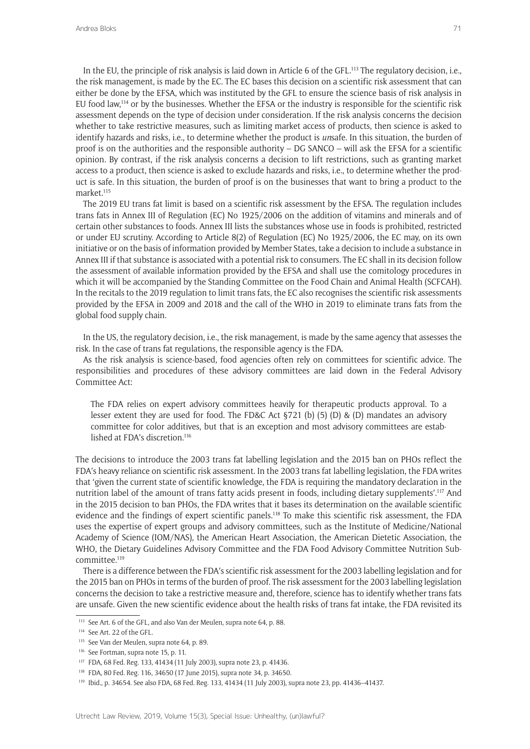In the EU, the principle of risk analysis is laid down in Article 6 of the GFL.[113] The regulatory decision, i.e., the risk management, is made by the EC. The EC bases this decision on a scientific risk assessment that can either be done by the EFSA, which was instituted by the GFL to ensure the science basis of risk analysis in EU food law,[114] or by the businesses. Whether the EFSA or the industry is responsible for the scientific risk assessment depends on the type of decision under consideration. If the risk analysis concerns the decision whether to take restrictive measures, such as limiting market access of products, then science is asked to identify hazards and risks, i.e., to determine whether the product is *un*safe. In this situation, the burden of proof is on the authorities and the responsible authority – DG SANCO – will ask the EFSA for a scientific opinion. By contrast, if the risk analysis concerns a decision to lift restrictions, such as granting market access to a product, then science is asked to exclude hazards and risks, i.e., to determine whether the product is safe. In this situation, the burden of proof is on the businesses that want to bring a product to the market.[115]

The 2019 EU trans fat limit is based on a scientific risk assessment by the EFSA. The regulation includes trans fats in Annex III of Regulation (EC) No 1925/2006 on the addition of vitamins and minerals and of certain other substances to foods. Annex III lists the substances whose use in foods is prohibited, restricted or under EU scrutiny. According to Article 8(2) of Regulation (EC) No 1925/2006, the EC may, on its own initiative or on the basis of information provided by Member States, take a decision to include a substance in Annex III if that substance is associated with a potential risk to consumers. The EC shall in its decision follow the assessment of available information provided by the EFSA and shall use the comitology procedures in which it will be accompanied by the Standing Committee on the Food Chain and Animal Health (SCFCAH). In the recitals to the 2019 regulation to limit trans fats, the EC also recognises the scientific risk assessments provided by the EFSA in 2009 and 2018 and the call of the WHO in 2019 to eliminate trans fats from the global food supply chain.

In the US, the regulatory decision, i.e., the risk management, is made by the same agency that assesses the risk. In the case of trans fat regulations, the responsible agency is the FDA.

As the risk analysis is science-based, food agencies often rely on committees for scientific advice. The responsibilities and procedures of these advisory committees are laid down in the Federal Advisory Committee Act:

> The FDA relies on expert advisory committees heavily for therapeutic products approval. To a lesser extent they are used for food. The FD&C Act §721 (b) (5) (D) & (D) mandates an advisory committee for color additives, but that is an exception and most advisory committees are established at FDA's discretion.[116]

The decisions to introduce the 2003 trans fat labelling legislation and the 2015 ban on PHOs reflect the FDA's heavy reliance on scientific risk assessment. In the 2003 trans fat labelling legislation, the FDA writes that 'given the current state of scientific knowledge, the FDA is requiring the mandatory declaration in the nutrition label of the amount of trans fatty acids present in foods, including dietary supplements'.[117] And in the 2015 decision to ban PHOs, the FDA writes that it bases its determination on the available scientific evidence and the findings of expert scientific panels.[118] To make this scientific risk assessment, the FDA uses the expertise of expert groups and advisory committees, such as the Institute of Medicine/National Academy of Science (IOM/NAS), the American Heart Association, the American Dietetic Association, the WHO, the Dietary Guidelines Advisory Committee and the FDA Food Advisory Committee Nutrition Subcommittee.[119]

There is a difference between the FDA's scientific risk assessment for the 2003 labelling legislation and for the 2015 ban on PHOs in terms of the burden of proof. The risk assessment for the 2003 labelling legislation concerns the decision to take a restrictive measure and, therefore, science has to identify whether trans fats are unsafe. Given the new scientific evidence about the health risks of trans fat intake, the FDA revisited its

---

[113] See Art. 6 of the GFL, and also Van der Meulen, supra note 64, p. 88.

[114] See Art. 22 of the GFL.

[115] See Van der Meulen, supra note 64, p. 89.

[116] See Fortman, supra note 15, p. 11.

[117] FDA, 68 Fed. Reg. 133, 41434 (11 July 2003), supra note 23, p. 41436.

[118] FDA, 80 Fed. Reg. 116, 34650 (17 June 2015), supra note 34, p. 34650.

[119] Ibid., p. 34654. See also FDA, 68 Fed. Reg. 133, 41434 (11 July 2003), supra note 23, pp. 41436–41437.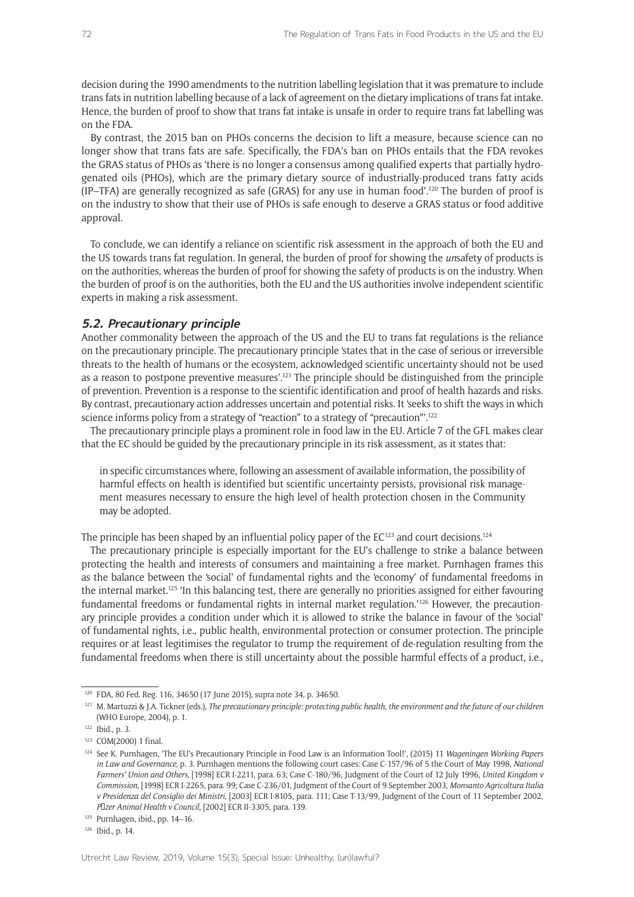decision during the 1990 amendments to the nutrition labelling legislation that it was premature to include trans fats in nutrition labelling because of a lack of agreement on the dietary implications of trans fat intake. Hence, the burden of proof to show that trans fat intake is unsafe in order to require trans fat labelling was on the FDA.

By contrast, the 2015 ban on PHOs concerns the decision to lift a measure, because science can no longer show that trans fats are safe. Specifically, the FDA's ban on PHOs entails that the FDA revokes the GRAS status of PHOs as 'there is no longer a consensus among qualified experts that partially hydrogenated oils (PHOs), which are the primary dietary source of industrially-produced trans fatty acids (IP–TFA) are generally recognized as safe (GRAS) for any use in human food'.[120] The burden of proof is on the industry to show that their use of PHOs is safe enough to deserve a GRAS status or food additive approval.

To conclude, we can identify a reliance on scientific risk assessment in the approach of both the EU and the US towards trans fat regulation. In general, the burden of proof for showing the *un*safety of products is on the authorities, whereas the burden of proof for showing the safety of products is on the industry. When the burden of proof is on the authorities, both the EU and the US authorities involve independent scientific experts in making a risk assessment.

### 5.2. Precautionary principle

Another commonality between the approach of the US and the EU to trans fat regulations is the reliance on the precautionary principle. The precautionary principle 'states that in the case of serious or irreversible threats to the health of humans or the ecosystem, acknowledged scientific uncertainty should not be used as a reason to postpone preventive measures'.[121] The principle should be distinguished from the principle of prevention. Prevention is a response to the scientific identification and proof of health hazards and risks. By contrast, precautionary action addresses uncertain and potential risks. It 'seeks to shift the ways in which science informs policy from a strategy of "reaction" to a strategy of "precaution"'.[122]

The precautionary principle plays a prominent role in food law in the EU. Article 7 of the GFL makes clear that the EC should be guided by the precautionary principle in its risk assessment, as it states that:

> in specific circumstances where, following an assessment of available information, the possibility of harmful effects on health is identified but scientific uncertainty persists, provisional risk management measures necessary to ensure the high level of health protection chosen in the Community may be adopted.

The principle has been shaped by an influential policy paper of the EC[123] and court decisions.[124]

The precautionary principle is especially important for the EU's challenge to strike a balance between protecting the health and interests of consumers and maintaining a free market. Purnhagen frames this as the balance between the 'social' of fundamental rights and the 'economy' of fundamental freedoms in the internal market.[125] 'In this balancing test, there are generally no priorities assigned for either favouring fundamental freedoms or fundamental rights in internal market regulation.'[126] However, the precautionary principle provides a condition under which it is allowed to strike the balance in favour of the 'social' of fundamental rights, i.e., public health, environmental protection or consumer protection. The principle requires or at least legitimises the regulator to trump the requirement of de-regulation resulting from the fundamental freedoms when there is still uncertainty about the possible harmful effects of a product, i.e.,

---

[120] FDA, 80 Fed. Reg. 116, 34650 (17 June 2015), supra note 34, p. 34650.

[121] M. Martuzzi & J.A. Tickner (eds.), *The precautionary principle: protecting public health, the environment and the future of our children* (WHO Europe, 2004), p. 1.

[122] Ibid., p. 3.

[123] COM(2000) 1 final.

[124] See K. Purnhagen, 'The EU's Precautionary Principle in Food Law is an Information Tool!', (2015) 11 *Wageningen Working Papers in Law and Governance*, p. 3. Purnhagen mentions the following court cases: Case C-157/96 of 5 the Court of May 1998, *National Farmers' Union and Others*, [1998] ECR I-2211, para. 63; Case C-180/96, Judgment of the Court of 12 July 1996, *United Kingdom v Commission*, [1998] ECR I-2265, para. 99; Case C-236/01, Judgment of the Court of 9 September 2003, *Monsanto Agricoltura Italia v Presidenza del Consiglio dei Ministri*, [2003] ECR I-8105, para. 111; Case T-13/99, Judgment of the Court of 11 September 2002, *Pfizer Animal Health v Council*, [2002] ECR II-3305, para. 139.

[125] Purnhagen, ibid., pp. 14–16.

[126] Ibid., p. 14.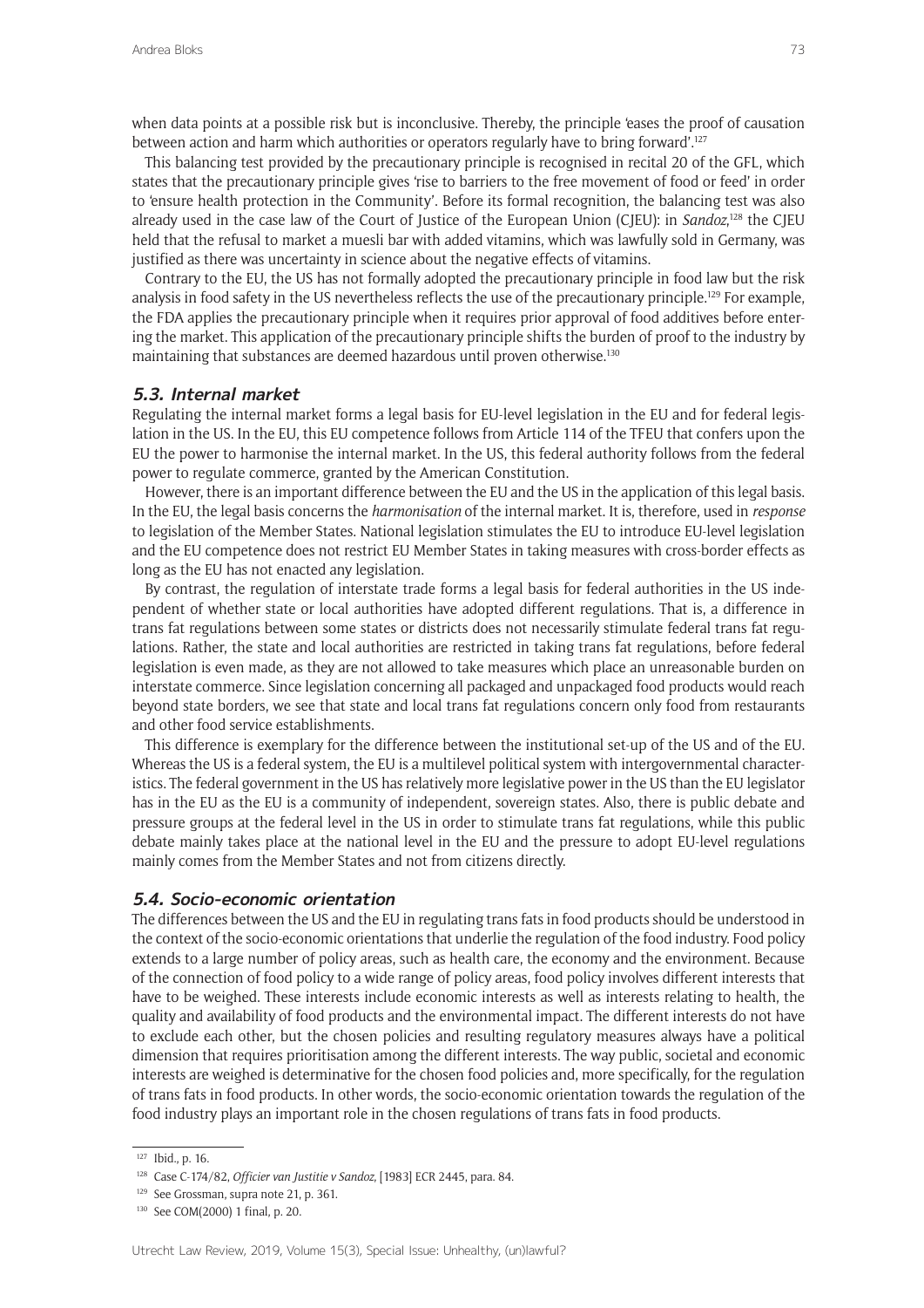when data points at a possible risk but is inconclusive. Thereby, the principle 'eases the proof of causation between action and harm which authorities or operators regularly have to bring forward'.[127]

This balancing test provided by the precautionary principle is recognised in recital 20 of the GFL, which states that the precautionary principle gives 'rise to barriers to the free movement of food or feed' in order to 'ensure health protection in the Community'. Before its formal recognition, the balancing test was also already used in the case law of the Court of Justice of the European Union (CJEU): in *Sandoz*,[128] the CJEU held that the refusal to market a muesli bar with added vitamins, which was lawfully sold in Germany, was justified as there was uncertainty in science about the negative effects of vitamins.

Contrary to the EU, the US has not formally adopted the precautionary principle in food law but the risk analysis in food safety in the US nevertheless reflects the use of the precautionary principle.[129] For example, the FDA applies the precautionary principle when it requires prior approval of food additives before entering the market. This application of the precautionary principle shifts the burden of proof to the industry by maintaining that substances are deemed hazardous until proven otherwise.[130]

### 5.3. Internal market

Regulating the internal market forms a legal basis for EU-level legislation in the EU and for federal legislation in the US. In the EU, this EU competence follows from Article 114 of the TFEU that confers upon the EU the power to harmonise the internal market. In the US, this federal authority follows from the federal power to regulate commerce, granted by the American Constitution.

However, there is an important difference between the EU and the US in the application of this legal basis. In the EU, the legal basis concerns the *harmonisation* of the internal market. It is, therefore, used in *response* to legislation of the Member States. National legislation stimulates the EU to introduce EU-level legislation and the EU competence does not restrict EU Member States in taking measures with cross-border effects as long as the EU has not enacted any legislation.

By contrast, the regulation of interstate trade forms a legal basis for federal authorities in the US independent of whether state or local authorities have adopted different regulations. That is, a difference in trans fat regulations between some states or districts does not necessarily stimulate federal trans fat regulations. Rather, the state and local authorities are restricted in taking trans fat regulations, before federal legislation is even made, as they are not allowed to take measures which place an unreasonable burden on interstate commerce. Since legislation concerning all packaged and unpackaged food products would reach beyond state borders, we see that state and local trans fat regulations concern only food from restaurants and other food service establishments.

This difference is exemplary for the difference between the institutional set-up of the US and of the EU. Whereas the US is a federal system, the EU is a multilevel political system with intergovernmental characteristics. The federal government in the US has relatively more legislative power in the US than the EU legislator has in the EU as the EU is a community of independent, sovereign states. Also, there is public debate and pressure groups at the federal level in the US in order to stimulate trans fat regulations, while this public debate mainly takes place at the national level in the EU and the pressure to adopt EU-level regulations mainly comes from the Member States and not from citizens directly.

### 5.4. Socio-economic orientation

The differences between the US and the EU in regulating trans fats in food products should be understood in the context of the socio-economic orientations that underlie the regulation of the food industry. Food policy extends to a large number of policy areas, such as health care, the economy and the environment. Because of the connection of food policy to a wide range of policy areas, food policy involves different interests that have to be weighed. These interests include economic interests as well as interests relating to health, the quality and availability of food products and the environmental impact. The different interests do not have to exclude each other, but the chosen policies and resulting regulatory measures always have a political dimension that requires prioritisation among the different interests. The way public, societal and economic interests are weighed is determinative for the chosen food policies and, more specifically, for the regulation of trans fats in food products. In other words, the socio-economic orientation towards the regulation of the food industry plays an important role in the chosen regulations of trans fats in food products.

---

[127] Ibid., p. 16.

[128] Case C-174/82, *Officier van Justitie v Sandoz*, [1983] ECR 2445, para. 84.

[129] See Grossman, supra note 21, p. 361.

[130] See COM(2000) 1 final, p. 20.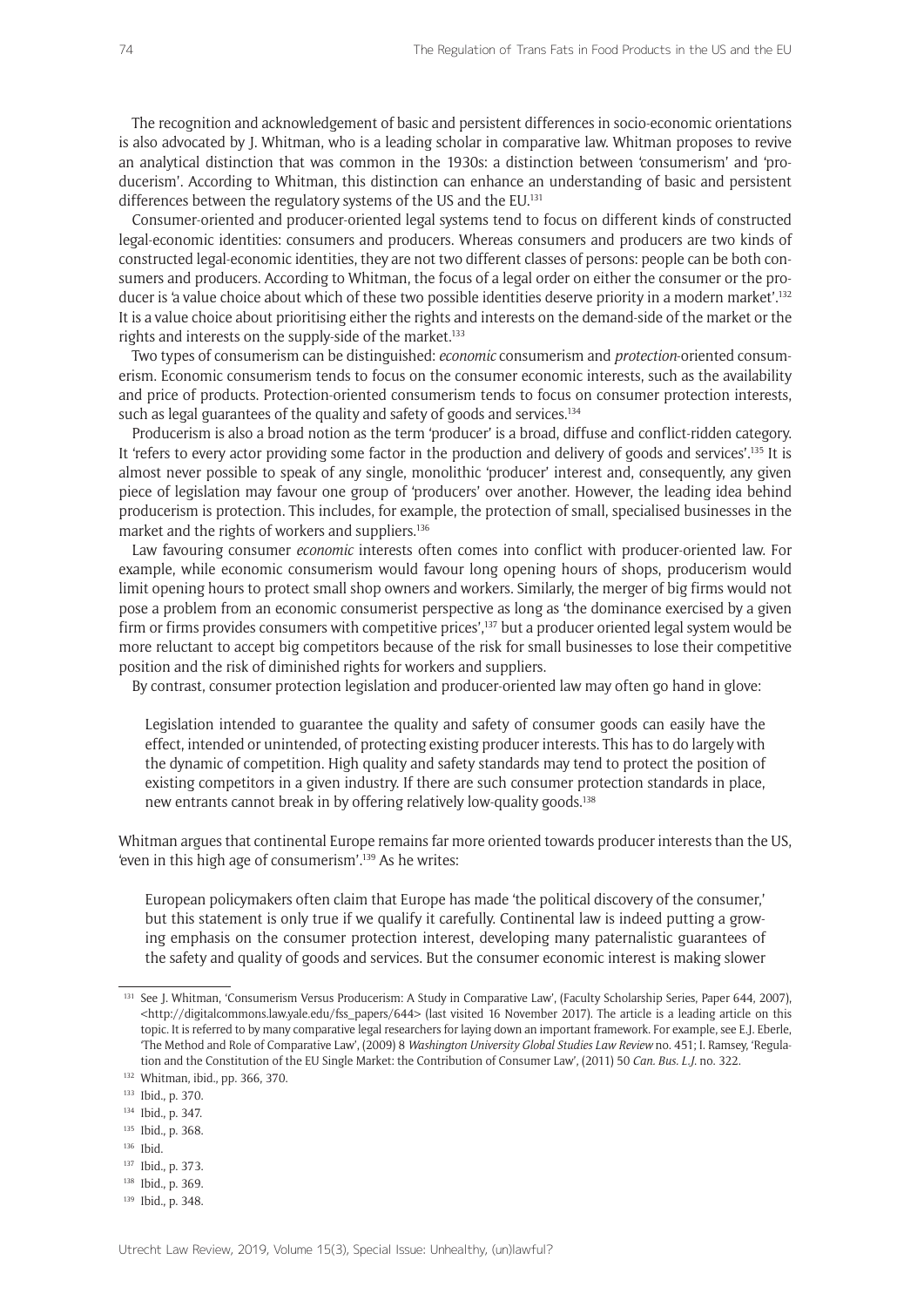The recognition and acknowledgement of basic and persistent differences in socio-economic orientations is also advocated by J. Whitman, who is a leading scholar in comparative law. Whitman proposes to revive an analytical distinction that was common in the 1930s: a distinction between 'consumerism' and 'producerism'. According to Whitman, this distinction can enhance an understanding of basic and persistent differences between the regulatory systems of the US and the EU.[131]

Consumer-oriented and producer-oriented legal systems tend to focus on different kinds of constructed legal-economic identities: consumers and producers. Whereas consumers and producers are two kinds of constructed legal-economic identities, they are not two different classes of persons: people can be both consumers and producers. According to Whitman, the focus of a legal order on either the consumer or the producer is 'a value choice about which of these two possible identities deserve priority in a modern market'.[132] It is a value choice about prioritising either the rights and interests on the demand-side of the market or the rights and interests on the supply-side of the market.[133]

Two types of consumerism can be distinguished: *economic* consumerism and *protection*-oriented consumerism. Economic consumerism tends to focus on the consumer economic interests, such as the availability and price of products. Protection-oriented consumerism tends to focus on consumer protection interests, such as legal guarantees of the quality and safety of goods and services.[134]

Producerism is also a broad notion as the term 'producer' is a broad, diffuse and conflict-ridden category. It 'refers to every actor providing some factor in the production and delivery of goods and services'.[135] It is almost never possible to speak of any single, monolithic 'producer' interest and, consequently, any given piece of legislation may favour one group of 'producers' over another. However, the leading idea behind producerism is protection. This includes, for example, the protection of small, specialised businesses in the market and the rights of workers and suppliers.[136]

Law favouring consumer *economic* interests often comes into conflict with producer-oriented law. For example, while economic consumerism would favour long opening hours of shops, producerism would limit opening hours to protect small shop owners and workers. Similarly, the merger of big firms would not pose a problem from an economic consumerist perspective as long as 'the dominance exercised by a given firm or firms provides consumers with competitive prices',[137] but a producer oriented legal system would be more reluctant to accept big competitors because of the risk for small businesses to lose their competitive position and the risk of diminished rights for workers and suppliers.

By contrast, consumer protection legislation and producer-oriented law may often go hand in glove:

> Legislation intended to guarantee the quality and safety of consumer goods can easily have the effect, intended or unintended, of protecting existing producer interests. This has to do largely with the dynamic of competition. High quality and safety standards may tend to protect the position of existing competitors in a given industry. If there are such consumer protection standards in place, new entrants cannot break in by offering relatively low-quality goods.[138]

Whitman argues that continental Europe remains far more oriented towards producer interests than the US, 'even in this high age of consumerism'.[139] As he writes:

> European policymakers often claim that Europe has made 'the political discovery of the consumer,' but this statement is only true if we qualify it carefully. Continental law is indeed putting a growing emphasis on the consumer protection interest, developing many paternalistic guarantees of the safety and quality of goods and services. But the consumer economic interest is making slower

---

[131] See J. Whitman, 'Consumerism Versus Producerism: A Study in Comparative Law', (Faculty Scholarship Series, Paper 644, 2007), <http://digitalcommons.law.yale.edu/fss_papers/644> (last visited 16 November 2017). The article is a leading article on this topic. It is referred to by many comparative legal researchers for laying down an important framework. For example, see E.J. Eberle, 'The Method and Role of Comparative Law', (2009) 8 *Washington University Global Studies Law Review* no. 451; I. Ramsey, 'Regulation and the Constitution of the EU Single Market: the Contribution of Consumer Law', (2011) 50 *Can. Bus. L.J.* no. 322.

[132] Whitman, ibid., pp. 366, 370.

[133] Ibid., p. 370.

[134] Ibid., p. 347.

[135] Ibid., p. 368.

[136] Ibid.

[137] Ibid., p. 373.

[138] Ibid., p. 369.

[139] Ibid., p. 348.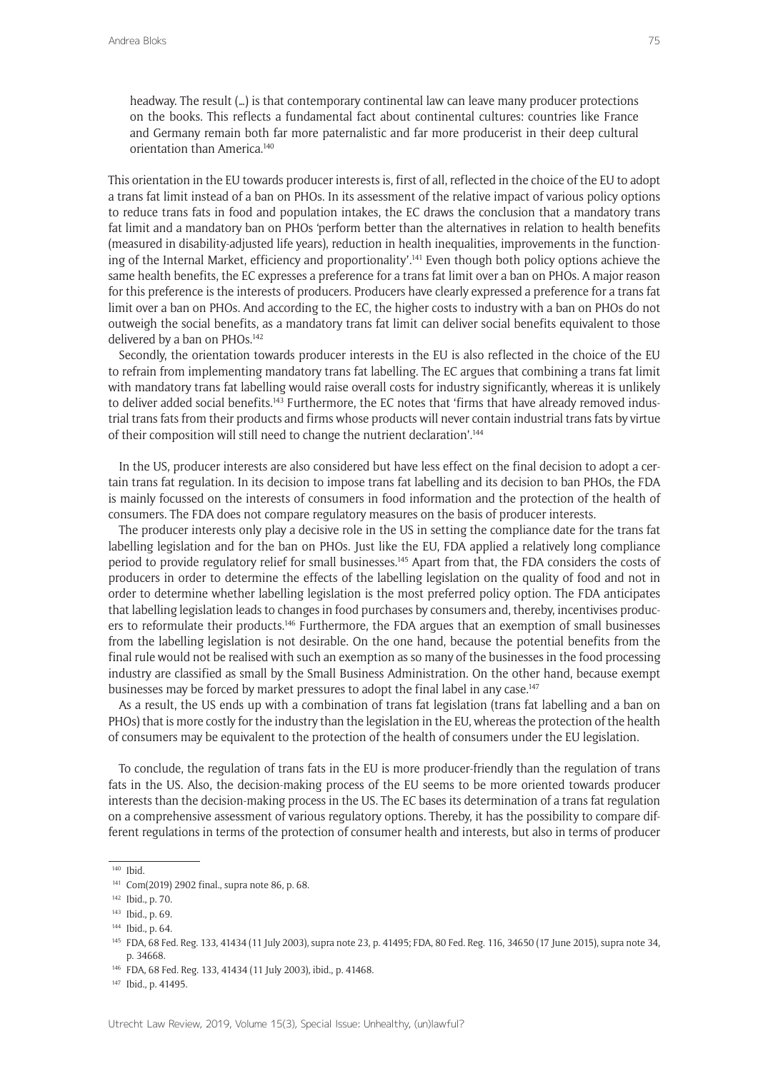headway. The result (…) is that contemporary continental law can leave many producer protections on the books. This reflects a fundamental fact about continental cultures: countries like France and Germany remain both far more paternalistic and far more producerist in their deep cultural orientation than America.[140]

This orientation in the EU towards producer interests is, first of all, reflected in the choice of the EU to adopt a trans fat limit instead of a ban on PHOs. In its assessment of the relative impact of various policy options to reduce trans fats in food and population intakes, the EC draws the conclusion that a mandatory trans fat limit and a mandatory ban on PHOs 'perform better than the alternatives in relation to health benefits (measured in disability-adjusted life years), reduction in health inequalities, improvements in the functioning of the Internal Market, efficiency and proportionality'.[141] Even though both policy options achieve the same health benefits, the EC expresses a preference for a trans fat limit over a ban on PHOs. A major reason for this preference is the interests of producers. Producers have clearly expressed a preference for a trans fat limit over a ban on PHOs. And according to the EC, the higher costs to industry with a ban on PHOs do not outweigh the social benefits, as a mandatory trans fat limit can deliver social benefits equivalent to those delivered by a ban on PHOs.[142]

Secondly, the orientation towards producer interests in the EU is also reflected in the choice of the EU to refrain from implementing mandatory trans fat labelling. The EC argues that combining a trans fat limit with mandatory trans fat labelling would raise overall costs for industry significantly, whereas it is unlikely to deliver added social benefits.[143] Furthermore, the EC notes that 'firms that have already removed industrial trans fats from their products and firms whose products will never contain industrial trans fats by virtue of their composition will still need to change the nutrient declaration'.[144]

In the US, producer interests are also considered but have less effect on the final decision to adopt a certain trans fat regulation. In its decision to impose trans fat labelling and its decision to ban PHOs, the FDA is mainly focussed on the interests of consumers in food information and the protection of the health of consumers. The FDA does not compare regulatory measures on the basis of producer interests.

The producer interests only play a decisive role in the US in setting the compliance date for the trans fat labelling legislation and for the ban on PHOs. Just like the EU, FDA applied a relatively long compliance period to provide regulatory relief for small businesses.[145] Apart from that, the FDA considers the costs of producers in order to determine the effects of the labelling legislation on the quality of food and not in order to determine whether labelling legislation is the most preferred policy option. The FDA anticipates that labelling legislation leads to changes in food purchases by consumers and, thereby, incentivises producers to reformulate their products.[146] Furthermore, the FDA argues that an exemption of small businesses from the labelling legislation is not desirable. On the one hand, because the potential benefits from the final rule would not be realised with such an exemption as so many of the businesses in the food processing industry are classified as small by the Small Business Administration. On the other hand, because exempt businesses may be forced by market pressures to adopt the final label in any case.[147]

As a result, the US ends up with a combination of trans fat legislation (trans fat labelling and a ban on PHOs) that is more costly for the industry than the legislation in the EU, whereas the protection of the health of consumers may be equivalent to the protection of the health of consumers under the EU legislation.

To conclude, the regulation of trans fats in the EU is more producer-friendly than the regulation of trans fats in the US. Also, the decision-making process of the EU seems to be more oriented towards producer interests than the decision-making process in the US. The EC bases its determination of a trans fat regulation on a comprehensive assessment of various regulatory options. Thereby, it has the possibility to compare different regulations in terms of the protection of consumer health and interests, but also in terms of producer

---

[140] Ibid.

[141] Com(2019) 2902 final., supra note 86, p. 68.

[142] Ibid., p. 70.

[143] Ibid., p. 69.

[144] Ibid., p. 64.

[145] FDA, 68 Fed. Reg. 133, 41434 (11 July 2003), supra note 23, p. 41495; FDA, 80 Fed. Reg. 116, 34650 (17 June 2015), supra note 34, p. 34668.

[146] FDA, 68 Fed. Reg. 133, 41434 (11 July 2003), ibid., p. 41468.

[147] Ibid., p. 41495.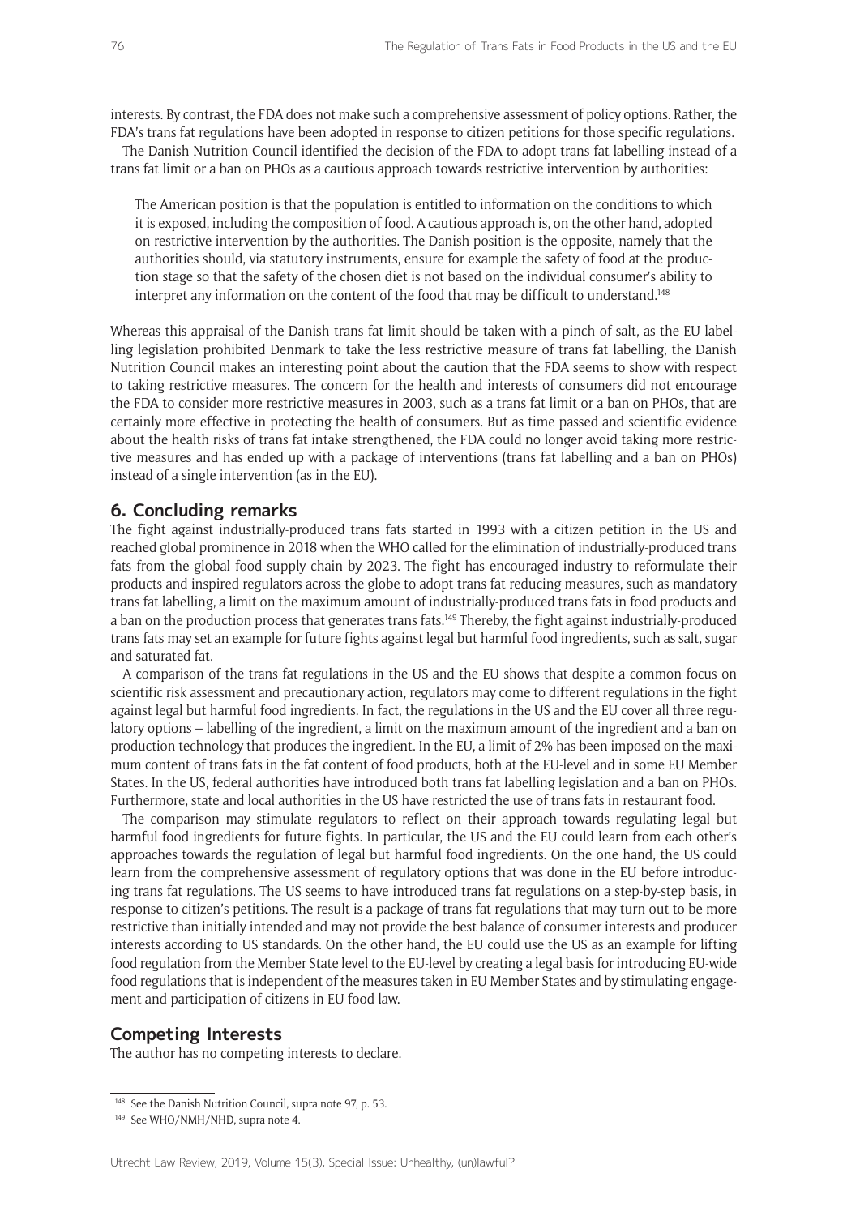interests. By contrast, the FDA does not make such a comprehensive assessment of policy options. Rather, the FDA's trans fat regulations have been adopted in response to citizen petitions for those specific regulations.

The Danish Nutrition Council identified the decision of the FDA to adopt trans fat labelling instead of a trans fat limit or a ban on PHOs as a cautious approach towards restrictive intervention by authorities:

> The American position is that the population is entitled to information on the conditions to which it is exposed, including the composition of food. A cautious approach is, on the other hand, adopted on restrictive intervention by the authorities. The Danish position is the opposite, namely that the authorities should, via statutory instruments, ensure for example the safety of food at the production stage so that the safety of the chosen diet is not based on the individual consumer's ability to interpret any information on the content of the food that may be difficult to understand.[148]

Whereas this appraisal of the Danish trans fat limit should be taken with a pinch of salt, as the EU labelling legislation prohibited Denmark to take the less restrictive measure of trans fat labelling, the Danish Nutrition Council makes an interesting point about the caution that the FDA seems to show with respect to taking restrictive measures. The concern for the health and interests of consumers did not encourage the FDA to consider more restrictive measures in 2003, such as a trans fat limit or a ban on PHOs, that are certainly more effective in protecting the health of consumers. But as time passed and scientific evidence about the health risks of trans fat intake strengthened, the FDA could no longer avoid taking more restrictive measures and has ended up with a package of interventions (trans fat labelling and a ban on PHOs) instead of a single intervention (as in the EU).

## 6. Concluding remarks

The fight against industrially-produced trans fats started in 1993 with a citizen petition in the US and reached global prominence in 2018 when the WHO called for the elimination of industrially-produced trans fats from the global food supply chain by 2023. The fight has encouraged industry to reformulate their products and inspired regulators across the globe to adopt trans fat reducing measures, such as mandatory trans fat labelling, a limit on the maximum amount of industrially-produced trans fats in food products and a ban on the production process that generates trans fats.[149] Thereby, the fight against industrially-produced trans fats may set an example for future fights against legal but harmful food ingredients, such as salt, sugar and saturated fat.

A comparison of the trans fat regulations in the US and the EU shows that despite a common focus on scientific risk assessment and precautionary action, regulators may come to different regulations in the fight against legal but harmful food ingredients. In fact, the regulations in the US and the EU cover all three regulatory options – labelling of the ingredient, a limit on the maximum amount of the ingredient and a ban on production technology that produces the ingredient. In the EU, a limit of 2% has been imposed on the maximum content of trans fats in the fat content of food products, both at the EU-level and in some EU Member States. In the US, federal authorities have introduced both trans fat labelling legislation and a ban on PHOs. Furthermore, state and local authorities in the US have restricted the use of trans fats in restaurant food.

The comparison may stimulate regulators to reflect on their approach towards regulating legal but harmful food ingredients for future fights. In particular, the US and the EU could learn from each other's approaches towards the regulation of legal but harmful food ingredients. On the one hand, the US could learn from the comprehensive assessment of regulatory options that was done in the EU before introducing trans fat regulations. The US seems to have introduced trans fat regulations on a step-by-step basis, in response to citizen's petitions. The result is a package of trans fat regulations that may turn out to be more restrictive than initially intended and may not provide the best balance of consumer interests and producer interests according to US standards. On the other hand, the EU could use the US as an example for lifting food regulation from the Member State level to the EU-level by creating a legal basis for introducing EU-wide food regulations that is independent of the measures taken in EU Member States and by stimulating engagement and participation of citizens in EU food law.

## Competing Interests

The author has no competing interests to declare.

---

[148] See the Danish Nutrition Council, supra note 97, p. 53.

[149] See WHO/NMH/NHD, supra note 4.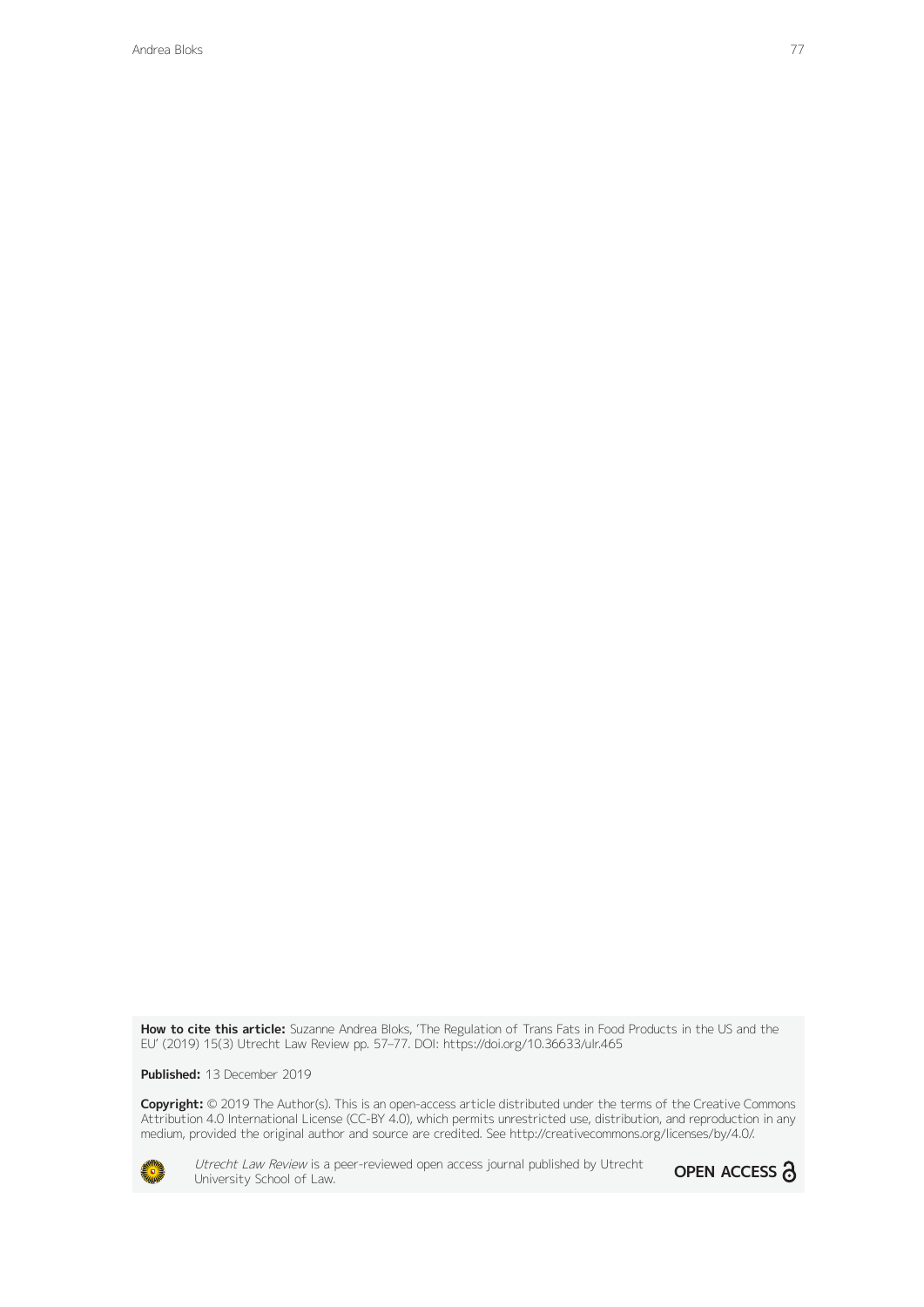**How to cite this article:** Suzanne Andrea Bloks, 'The Regulation of Trans Fats in Food Products in the US and the EU' (2019) 15(3) Utrecht Law Review pp. 57–77. DOI: https://doi.org/10.36633/ulr.465

**Published:** 13 December 2019

**Copyright:** © 2019 The Author(s). This is an open-access article distributed under the terms of the Creative Commons Attribution 4.0 International License (CC-BY 4.0), which permits unrestricted use, distribution, and reproduction in any medium, provided the original author and source are credited. See http://creativecommons.org/licenses/by/4.0/.

*Utrecht Law Review* is a peer-reviewed open access journal published by Utrecht University School of Law.

**OPEN ACCESS**